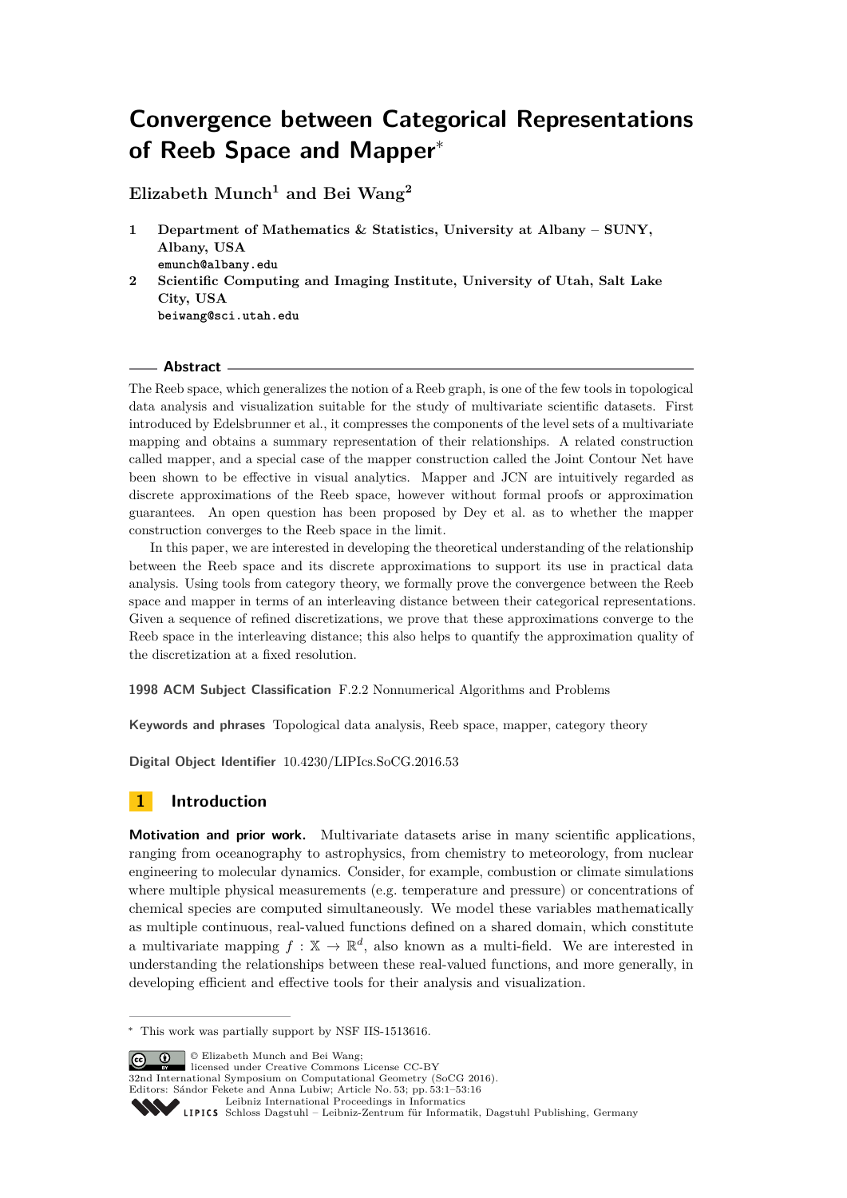# Convergence between Categorical Representations of Reeb Space and Mapper*

**Elizabeth Munch[1] and Bei Wang[2]**

1. **Department of Mathematics & Statistics, University at Albany – SUNY, Albany, USA**
   emunch@albany.edu
2. **Scientific Computing and Imaging Institute, University of Utah, Salt Lake City, USA**
   beiwang@sci.utah.edu

## Abstract

The Reeb space, which generalizes the notion of a Reeb graph, is one of the few tools in topological data analysis and visualization suitable for the study of multivariate scientific datasets. First introduced by Edelsbrunner et al., it compresses the components of the level sets of a multivariate mapping and obtains a summary representation of their relationships. A related construction called mapper, and a special case of the mapper construction called the Joint Contour Net have been shown to be effective in visual analytics. Mapper and JCN are intuitively regarded as discrete approximations of the Reeb space, however without formal proofs or approximation guarantees. An open question has been proposed by Dey et al. as to whether the mapper construction converges to the Reeb space in the limit.

In this paper, we are interested in developing the theoretical understanding of the relationship between the Reeb space and its discrete approximations to support its use in practical data analysis. Using tools from category theory, we formally prove the convergence between the Reeb space and mapper in terms of an interleaving distance between their categorical representations. Given a sequence of refined discretizations, we prove that these approximations converge to the Reeb space in the interleaving distance; this also helps to quantify the approximation quality of the discretization at a fixed resolution.

**1998 ACM Subject Classification** F.2.2 Nonnumerical Algorithms and Problems

**Keywords and phrases** Topological data analysis, Reeb space, mapper, category theory

**Digital Object Identifier** 10.4230/LIPIcs.SoCG.2016.53

## 1 Introduction

**Motivation and prior work.** Multivariate datasets arise in many scientific applications, ranging from oceanography to astrophysics, from chemistry to meteorology, from nuclear engineering to molecular dynamics. Consider, for example, combustion or climate simulations where multiple physical measurements (e.g. temperature and pressure) or concentrations of chemical species are computed simultaneously. We model these variables mathematically as multiple continuous, real-valued functions defined on a shared domain, which constitute a multivariate mapping $f : \mathbb{X} \to \mathbb{R}^d$, also known as a multi-field. We are interested in understanding the relationships between these real-valued functions, and more generally, in developing efficient and effective tools for their analysis and visualization.

---

* This work was partially support by NSF IIS-1513616.

© Elizabeth Munch and Bei Wang;
licensed under Creative Commons License CC-BY
32nd International Symposium on Computational Geometry (SoCG 2016).
Editors: Sándor Fekete and Anna Lubiw; Article No. 53; pp. 53:1–53:16
Leibniz International Proceedings in Informatics
Schloss Dagstuhl – Leibniz-Zentrum für Informatik, Dagstuhl Publishing, Germany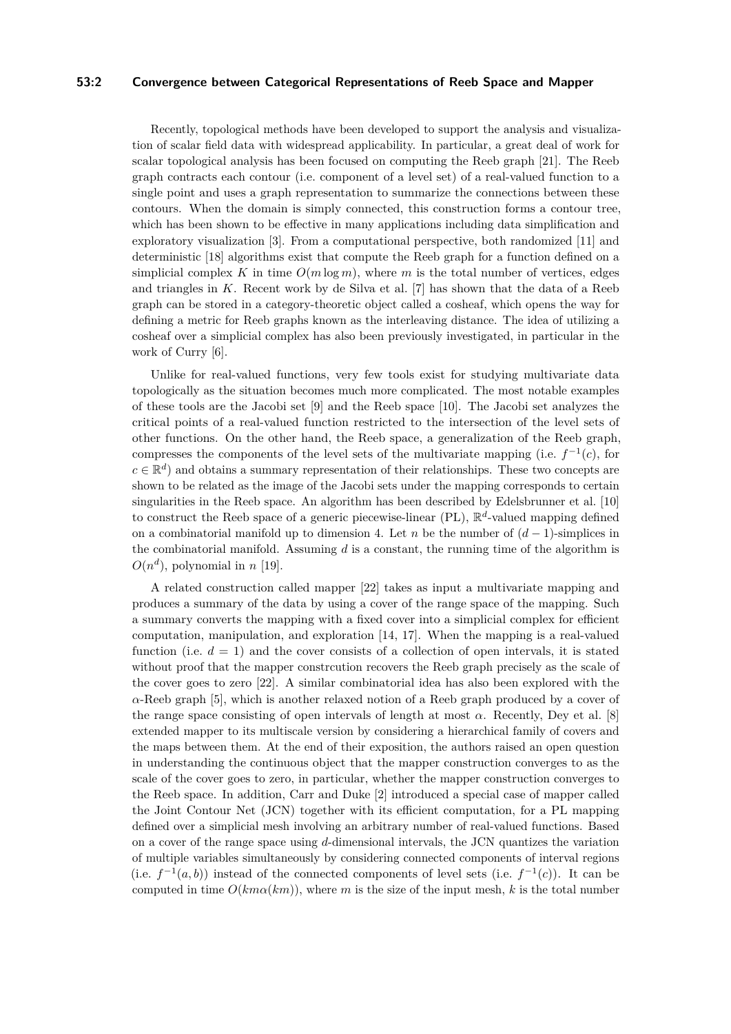Recently, topological methods have been developed to support the analysis and visualization of scalar field data with widespread applicability. In particular, a great deal of work for scalar topological analysis has been focused on computing the Reeb graph [21]. The Reeb graph contracts each contour (i.e. component of a level set) of a real-valued function to a single point and uses a graph representation to summarize the connections between these contours. When the domain is simply connected, this construction forms a contour tree, which has been shown to be effective in many applications including data simplification and exploratory visualization [3]. From a computational perspective, both randomized [11] and deterministic [18] algorithms exist that compute the Reeb graph for a function defined on a simplicial complex $K$ in time $O(m \log m)$, where $m$ is the total number of vertices, edges and triangles in $K$. Recent work by de Silva et al. [7] has shown that the data of a Reeb graph can be stored in a category-theoretic object called a cosheaf, which opens the way for defining a metric for Reeb graphs known as the interleaving distance. The idea of utilizing a cosheaf over a simplicial complex has also been previously investigated, in particular in the work of Curry [6].

Unlike for real-valued functions, very few tools exist for studying multivariate data topologically as the situation becomes much more complicated. The most notable examples of these tools are the Jacobi set [9] and the Reeb space [10]. The Jacobi set analyzes the critical points of a real-valued function restricted to the intersection of the level sets of other functions. On the other hand, the Reeb space, a generalization of the Reeb graph, compresses the components of the level sets of the multivariate mapping (i.e. $f^{-1}(c)$, for $c \in \mathbb{R}^d$) and obtains a summary representation of their relationships. These two concepts are shown to be related as the image of the Jacobi sets under the mapping corresponds to certain singularities in the Reeb space. An algorithm has been described by Edelsbrunner et al. [10] to construct the Reeb space of a generic piecewise-linear (PL), $\mathbb{R}^d$-valued mapping defined on a combinatorial manifold up to dimension 4. Let $n$ be the number of $(d-1)$-simplices in the combinatorial manifold. Assuming $d$ is a constant, the running time of the algorithm is $O(n^d)$, polynomial in $n$ [19].

A related construction called mapper [22] takes as input a multivariate mapping and produces a summary of the data by using a cover of the range space of the mapping. Such a summary converts the mapping with a fixed cover into a simplicial complex for efficient computation, manipulation, and exploration [14, 17]. When the mapping is a real-valued function (i.e. $d = 1$) and the cover consists of a collection of open intervals, it is stated without proof that the mapper constrcution recovers the Reeb graph precisely as the scale of the cover goes to zero [22]. A similar combinatorial idea has also been explored with the $\alpha$-Reeb graph [5], which is another relaxed notion of a Reeb graph produced by a cover of the range space consisting of open intervals of length at most $\alpha$. Recently, Dey et al. [8] extended mapper to its multiscale version by considering a hierarchical family of covers and the maps between them. At the end of their exposition, the authors raised an open question in understanding the continuous object that the mapper construction converges to as the scale of the cover goes to zero, in particular, whether the mapper construction converges to the Reeb space. In addition, Carr and Duke [2] introduced a special case of mapper called the Joint Contour Net (JCN) together with its efficient computation, for a PL mapping defined over a simplicial mesh involving an arbitrary number of real-valued functions. Based on a cover of the range space using $d$-dimensional intervals, the JCN quantizes the variation of multiple variables simultaneously by considering connected components of interval regions (i.e. $f^{-1}(a, b)$) instead of the connected components of level sets (i.e. $f^{-1}(c)$). It can be computed in time $O(km\alpha(km))$, where $m$ is the size of the input mesh, $k$ is the total number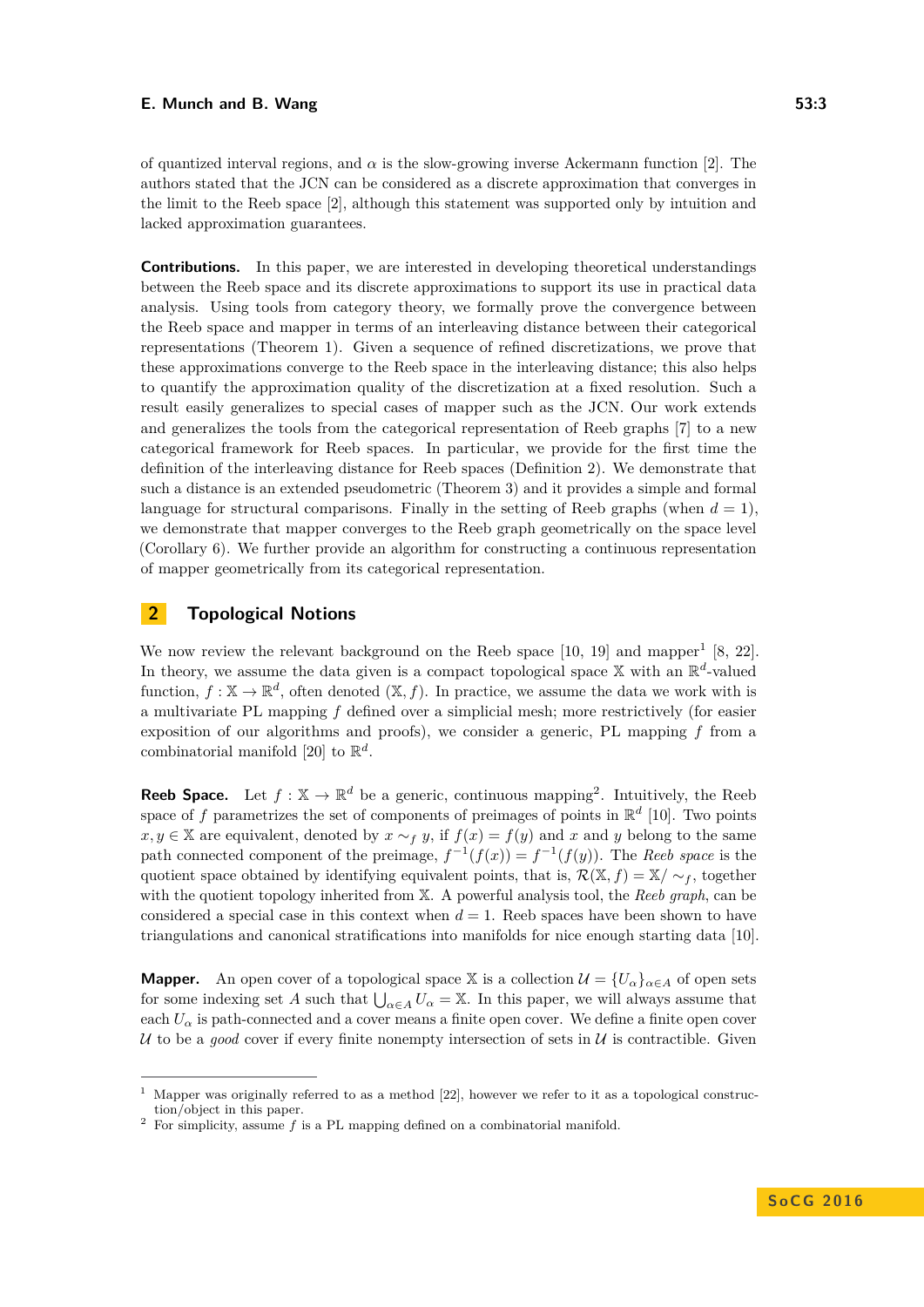of quantized interval regions, and $\alpha$ is the slow-growing inverse Ackermann function [2]. The authors stated that the JCN can be considered as a discrete approximation that converges in the limit to the Reeb space [2], although this statement was supported only by intuition and lacked approximation guarantees.

**Contributions.** In this paper, we are interested in developing theoretical understandings between the Reeb space and its discrete approximations to support its use in practical data analysis. Using tools from category theory, we formally prove the convergence between the Reeb space and mapper in terms of an interleaving distance between their categorical representations (Theorem 1). Given a sequence of refined discretizations, we prove that these approximations converge to the Reeb space in the interleaving distance; this also helps to quantify the approximation quality of the discretization at a fixed resolution. Such a result easily generalizes to special cases of mapper such as the JCN. Our work extends and generalizes the tools from the categorical representation of Reeb graphs [7] to a new categorical framework for Reeb spaces. In particular, we provide for the first time the definition of the interleaving distance for Reeb spaces (Definition 2). We demonstrate that such a distance is an extended pseudometric (Theorem 3) and it provides a simple and formal language for structural comparisons. Finally in the setting of Reeb graphs (when $d = 1$), we demonstrate that mapper converges to the Reeb graph geometrically on the space level (Corollary 6). We further provide an algorithm for constructing a continuous representation of mapper geometrically from its categorical representation.

## 2 Topological Notions

We now review the relevant background on the Reeb space [10, 19] and mapper[1] [8, 22]. In theory, we assume the data given is a compact topological space $\mathbb{X}$ with an $\mathbb{R}^d$-valued function, $f : \mathbb{X} \to \mathbb{R}^d$, often denoted $(\mathbb{X}, f)$. In practice, we assume the data we work with is a multivariate PL mapping $f$ defined over a simplicial mesh; more restrictively (for easier exposition of our algorithms and proofs), we consider a generic, PL mapping $f$ from a combinatorial manifold [20] to $\mathbb{R}^d$.

**Reeb Space.** Let $f : \mathbb{X} \to \mathbb{R}^d$ be a generic, continuous mapping[2]. Intuitively, the Reeb space of $f$ parametrizes the set of components of preimages of points in $\mathbb{R}^d$ [10]. Two points $x, y \in \mathbb{X}$ are equivalent, denoted by $x \sim_f y$, if $f(x) = f(y)$ and $x$ and $y$ belong to the same path connected component of the preimage, $f^{-1}(f(x)) = f^{-1}(f(y))$. The *Reeb space* is the quotient space obtained by identifying equivalent points, that is, $\mathcal{R}(\mathbb{X}, f) = \mathbb{X}/\sim_f$, together with the quotient topology inherited from $\mathbb{X}$. A powerful analysis tool, the *Reeb graph*, can be considered a special case in this context when $d = 1$. Reeb spaces have been shown to have triangulations and canonical stratifications into manifolds for nice enough starting data [10].

**Mapper.** An open cover of a topological space $\mathbb{X}$ is a collection $\mathcal{U} = \{U_\alpha\}_{\alpha \in A}$ of open sets for some indexing set $A$ such that $\bigcup_{\alpha \in A} U_\alpha = \mathbb{X}$. In this paper, we will always assume that each $U_\alpha$ is path-connected and a cover means a finite open cover. We define a finite open cover $\mathcal{U}$ to be a *good* cover if every finite nonempty intersection of sets in $\mathcal{U}$ is contractible. Given

[1] Mapper was originally referred to as a method [22], however we refer to it as a topological construction/object in this paper.

[2] For simplicity, assume $f$ is a PL mapping defined on a combinatorial manifold.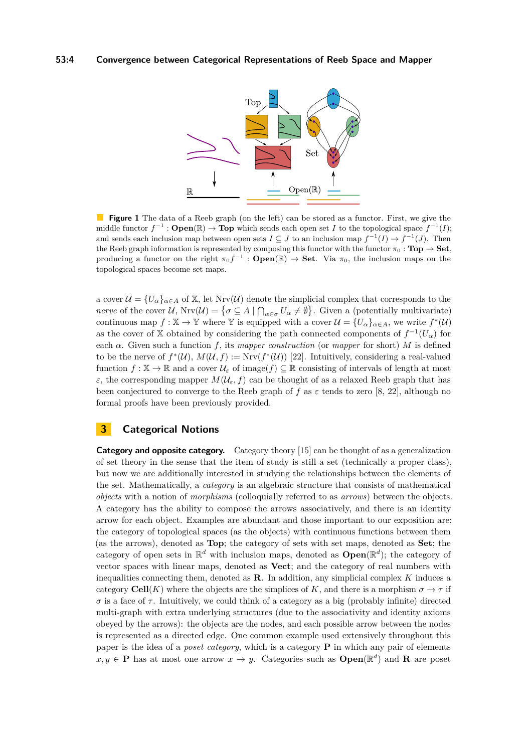Top

Set

Open($\mathbb{R}$)

$\mathbb{R}$

**Figure 1** The data of a Reeb graph (on the left) can be stored as a functor. First, we give the middle functor $f^{-1} : \mathbf{Open}(\mathbb{R}) \to \mathbf{Top}$ which sends each open set $I$ to the topological space $f^{-1}(I)$; and sends each inclusion map between open sets $I \subseteq J$ to an inclusion map $f^{-1}(I) \to f^{-1}(J)$. Then the Reeb graph information is represented by composing this functor with the functor $\pi_0 : \mathbf{Top} \to \mathbf{Set}$, producing a functor on the right $\pi_0 f^{-1} : \mathbf{Open}(\mathbb{R}) \to \mathbf{Set}$. Via $\pi_0$, the inclusion maps on the topological spaces become set maps.

a cover $\mathcal{U} = \{U_\alpha\}_{\alpha \in A}$ of $\mathbb{X}$, let $\mathrm{Nrv}(\mathcal{U})$ denote the simplicial complex that corresponds to the *nerve* of the cover $\mathcal{U}$, $\mathrm{Nrv}(\mathcal{U}) = \left\{\sigma \subseteq A \mid \bigcap_{\alpha \in \sigma} U_\alpha \neq \emptyset\right\}$. Given a (potentially multivariate) continuous map $f : \mathbb{X} \to \mathbb{Y}$ where $\mathbb{Y}$ is equipped with a cover $\mathcal{U} = \{U_\alpha\}_{\alpha \in A}$, we write $f^*(\mathcal{U})$ as the cover of $\mathbb{X}$ obtained by considering the path connected components of $f^{-1}(U_\alpha)$ for each $\alpha$. Given such a function $f$, its *mapper construction* (or *mapper* for short) $M$ is defined to be the nerve of $f^*(\mathcal{U})$, $M(\mathcal{U}, f) := \mathrm{Nrv}(f^*(\mathcal{U}))$ [22]. Intuitively, considering a real-valued function $f : \mathbb{X} \to \mathbb{R}$ and a cover $\mathcal{U}_\varepsilon$ of $\mathrm{image}(f) \subseteq \mathbb{R}$ consisting of intervals of length at most $\varepsilon$, the corresponding mapper $M(\mathcal{U}_\varepsilon, f)$ can be thought of as a relaxed Reeb graph that has been conjectured to converge to the Reeb graph of $f$ as $\varepsilon$ tends to zero [8, 22], although no formal proofs have been previously provided.

## 3 Categorical Notions

**Category and opposite category.** Category theory [15] can be thought of as a generalization of set theory in the sense that the item of study is still a set (technically a proper class), but now we are additionally interested in studying the relationships between the elements of the set. Mathematically, a *category* is an algebraic structure that consists of mathematical *objects* with a notion of *morphisms* (colloquially referred to as *arrows*) between the objects. A category has the ability to compose the arrows associatively, and there is an identity arrow for each object. Examples are abundant and those important to our exposition are: the category of topological spaces (as the objects) with continuous functions between them (as the arrows), denoted as **Top**; the category of sets with set maps, denoted as **Set**; the category of open sets in $\mathbb{R}^d$ with inclusion maps, denoted as $\mathbf{Open}(\mathbb{R}^d)$; the category of vector spaces with linear maps, denoted as **Vect**; and the category of real numbers with inequalities connecting them, denoted as $\mathbf{R}$. In addition, any simplicial complex $K$ induces a category $\mathbf{Cell}(K)$ where the objects are the simplices of $K$, and there is a morphism $\sigma \to \tau$ if $\sigma$ is a face of $\tau$. Intuitively, we could think of a category as a big (probably infinite) directed multi-graph with extra underlying structures (due to the associativity and identity axioms obeyed by the arrows): the objects are the nodes, and each possible arrow between the nodes is represented as a directed edge. One common example used extensively throughout this paper is the idea of a *poset category*, which is a category $\mathbf{P}$ in which any pair of elements $x, y \in \mathbf{P}$ has at most one arrow $x \to y$. Categories such as $\mathbf{Open}(\mathbb{R}^d)$ and $\mathbf{R}$ are poset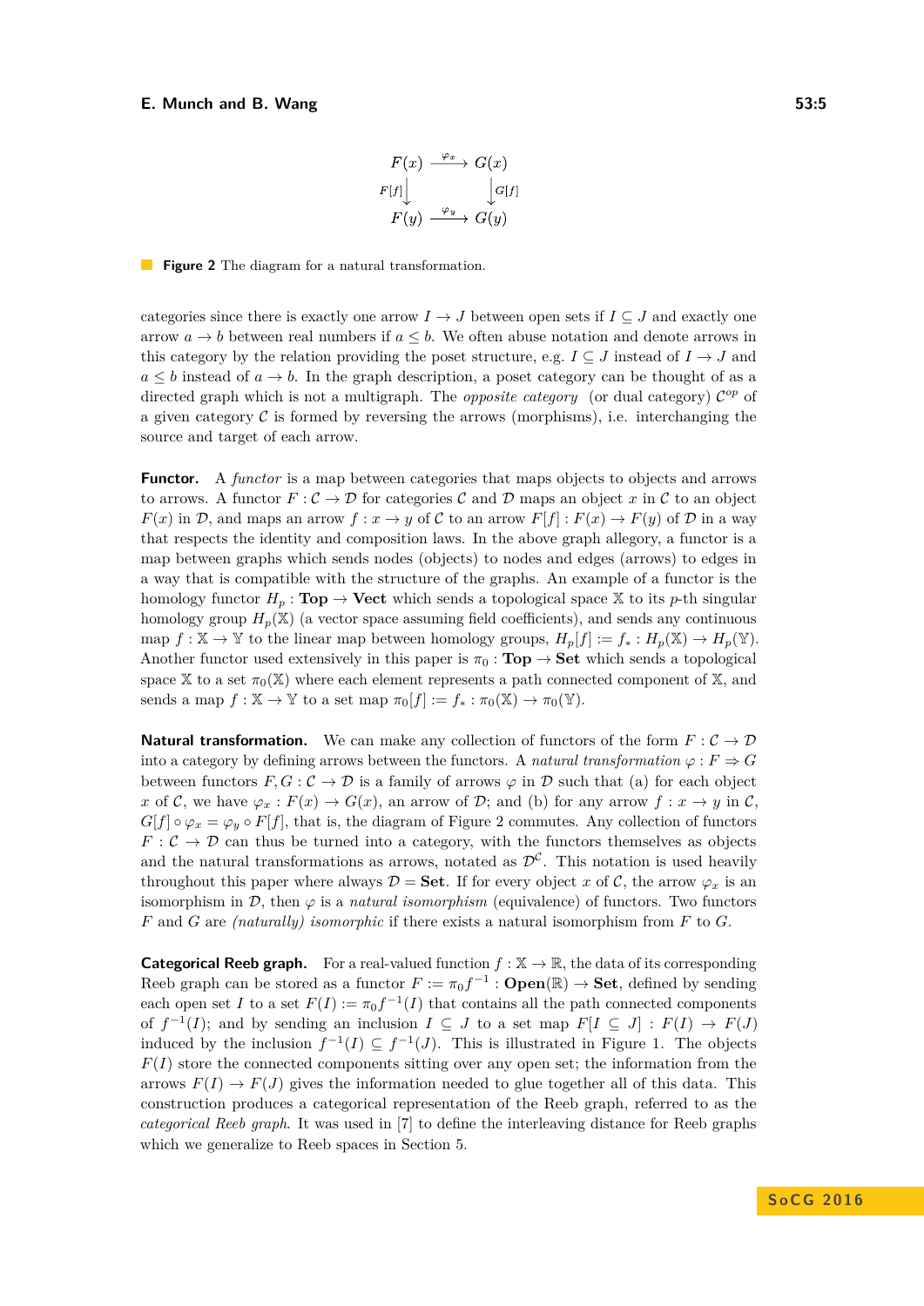$$
\begin{array}{ccc}
F(x) & \xrightarrow{\varphi_x} & G(x) \\
{\scriptstyle F[f]}\downarrow & & \downarrow{\scriptstyle G[f]} \\
F(y) & \xrightarrow{\varphi_y} & G(y)
\end{array}
$$

**Figure 2** The diagram for a natural transformation.

categories since there is exactly one arrow $I \to J$ between open sets if $I \subseteq J$ and exactly one arrow $a \to b$ between real numbers if $a \leq b$. We often abuse notation and denote arrows in this category by the relation providing the poset structure, e.g. $I \subseteq J$ instead of $I \to J$ and $a \leq b$ instead of $a \to b$. In the graph description, a poset category can be thought of as a directed graph which is not a multigraph. The *opposite category* (or dual category) $\mathcal{C}^{op}$ of a given category $\mathcal{C}$ is formed by reversing the arrows (morphisms), i.e. interchanging the source and target of each arrow.

**Functor.** A *functor* is a map between categories that maps objects to objects and arrows to arrows. A functor $F : \mathcal{C} \to \mathcal{D}$ for categories $\mathcal{C}$ and $\mathcal{D}$ maps an object $x$ in $\mathcal{C}$ to an object $F(x)$ in $\mathcal{D}$, and maps an arrow $f : x \to y$ of $\mathcal{C}$ to an arrow $F[f] : F(x) \to F(y)$ of $\mathcal{D}$ in a way that respects the identity and composition laws. In the above graph allegory, a functor is a map between graphs which sends nodes (objects) to nodes and edges (arrows) to edges in a way that is compatible with the structure of the graphs. An example of a functor is the homology functor $H_p : \mathbf{Top} \to \mathbf{Vect}$ which sends a topological space $\mathbb{X}$ to its $p$-th singular homology group $H_p(\mathbb{X})$ (a vector space assuming field coefficients), and sends any continuous map $f : \mathbb{X} \to \mathbb{Y}$ to the linear map between homology groups, $H_p[f] := f_* : H_p(\mathbb{X}) \to H_p(\mathbb{Y})$. Another functor used extensively in this paper is $\pi_0 : \mathbf{Top} \to \mathbf{Set}$ which sends a topological space $\mathbb{X}$ to a set $\pi_0(\mathbb{X})$ where each element represents a path connected component of $\mathbb{X}$, and sends a map $f : \mathbb{X} \to \mathbb{Y}$ to a set map $\pi_0[f] := f_* : \pi_0(\mathbb{X}) \to \pi_0(\mathbb{Y})$.

**Natural transformation.** We can make any collection of functors of the form $F : \mathcal{C} \to \mathcal{D}$ into a category by defining arrows between the functors. A *natural transformation* $\varphi : F \Rightarrow G$ between functors $F, G : \mathcal{C} \to \mathcal{D}$ is a family of arrows $\varphi$ in $\mathcal{D}$ such that (a) for each object $x$ of $\mathcal{C}$, we have $\varphi_x : F(x) \to G(x)$, an arrow of $\mathcal{D}$; and (b) for any arrow $f : x \to y$ in $\mathcal{C}$, $G[f] \circ \varphi_x = \varphi_y \circ F[f]$, that is, the diagram of Figure 2 commutes. Any collection of functors $F : \mathcal{C} \to \mathcal{D}$ can thus be turned into a category, with the functors themselves as objects and the natural transformations as arrows, notated as $\mathcal{D}^{\mathcal{C}}$. This notation is used heavily throughout this paper where always $\mathcal{D} = \mathbf{Set}$. If for every object $x$ of $\mathcal{C}$, the arrow $\varphi_x$ is an isomorphism in $\mathcal{D}$, then $\varphi$ is a *natural isomorphism* (equivalence) of functors. Two functors $F$ and $G$ are *(naturally) isomorphic* if there exists a natural isomorphism from $F$ to $G$.

**Categorical Reeb graph.** For a real-valued function $f : \mathbb{X} \to \mathbb{R}$, the data of its corresponding Reeb graph can be stored as a functor $F := \pi_0 f^{-1} : \mathbf{Open}(\mathbb{R}) \to \mathbf{Set}$, defined by sending each open set $I$ to a set $F(I) := \pi_0 f^{-1}(I)$ that contains all the path connected components of $f^{-1}(I)$; and by sending an inclusion $I \subseteq J$ to a set map $F[I \subseteq J] : F(I) \to F(J)$ induced by the inclusion $f^{-1}(I) \subseteq f^{-1}(J)$. This is illustrated in Figure 1. The objects $F(I)$ store the connected components sitting over any open set; the information from the arrows $F(I) \to F(J)$ gives the information needed to glue together all of this data. This construction produces a categorical representation of the Reeb graph, referred to as the *categorical Reeb graph*. It was used in [7] to define the interleaving distance for Reeb graphs which we generalize to Reeb spaces in Section 5.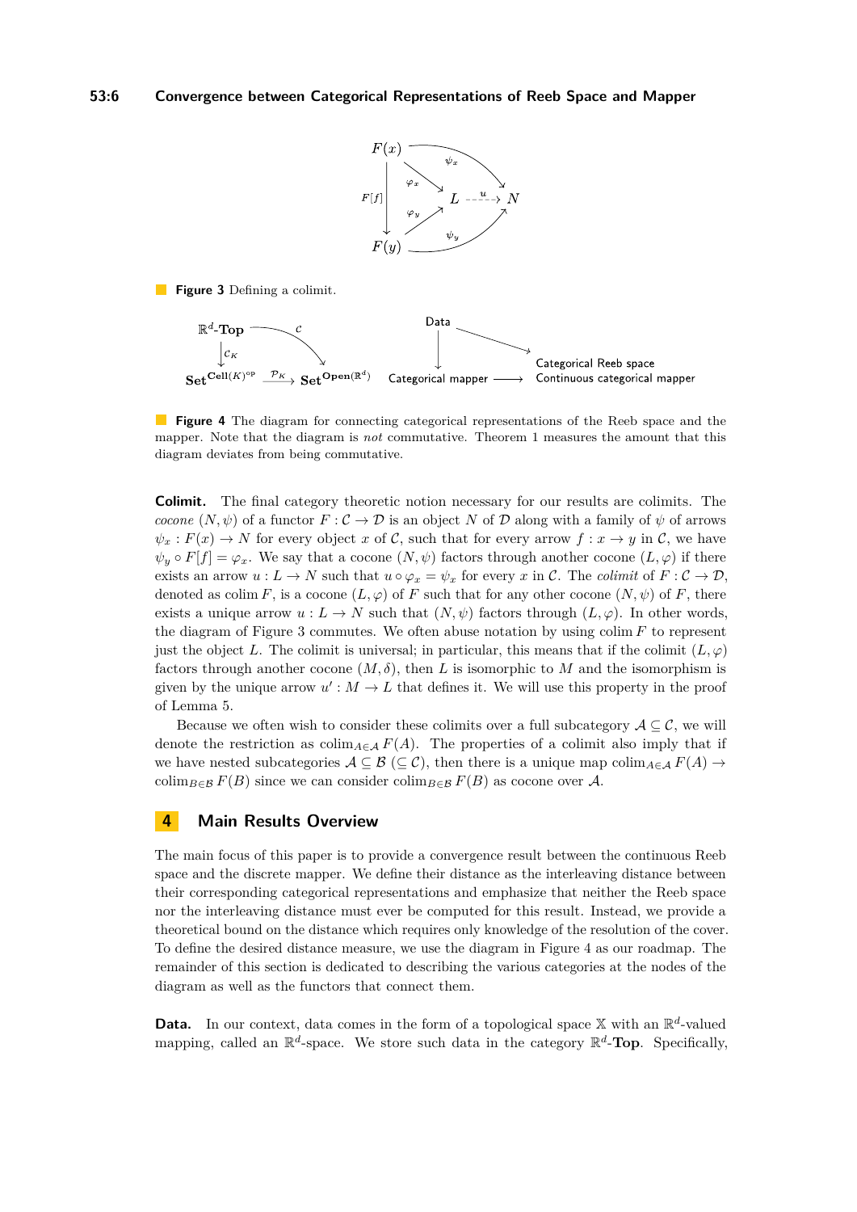Figure 3 Defining a colimit.

Figure 4 The diagram for connecting categorical representations of the Reeb space and the mapper. Note that the diagram is *not* commutative. Theorem 1 measures the amount that this diagram deviates from being commutative.

**Colimit.** The final category theoretic notion necessary for our results are colimits. The *cocone* $(N, \psi)$ of a functor $F : \mathcal{C} \to \mathcal{D}$ is an object $N$ of $\mathcal{D}$ along with a family of $\psi$ of arrows $\psi_x : F(x) \to N$ for every object $x$ of $\mathcal{C}$, such that for every arrow $f : x \to y$ in $\mathcal{C}$, we have $\psi_y \circ F[f] = \varphi_x$. We say that a cocone $(N, \psi)$ factors through another cocone $(L, \varphi)$ if there exists an arrow $u : L \to N$ such that $u \circ \varphi_x = \psi_x$ for every $x$ in $\mathcal{C}$. The *colimit* of $F : \mathcal{C} \to \mathcal{D}$, denoted as $\operatorname{colim} F$, is a cocone $(L, \varphi)$ of $F$ such that for any other cocone $(N, \psi)$ of $F$, there exists a unique arrow $u : L \to N$ such that $(N, \psi)$ factors through $(L, \varphi)$. In other words, the diagram of Figure 3 commutes. We often abuse notation by using $\operatorname{colim} F$ to represent just the object $L$. The colimit is universal; in particular, this means that if the colimit $(L, \varphi)$ factors through another cocone $(M, \delta)$, then $L$ is isomorphic to $M$ and the isomorphism is given by the unique arrow $u' : M \to L$ that defines it. We will use this property in the proof of Lemma 5.

Because we often wish to consider these colimits over a full subcategory $\mathcal{A} \subseteq \mathcal{C}$, we will denote the restriction as $\operatorname{colim}_{A \in \mathcal{A}} F(A)$. The properties of a colimit also imply that if we have nested subcategories $\mathcal{A} \subseteq \mathcal{B}$ $(\subseteq \mathcal{C})$, then there is a unique map $\operatorname{colim}_{A \in \mathcal{A}} F(A) \to \operatorname{colim}_{B \in \mathcal{B}} F(B)$ since we can consider $\operatorname{colim}_{B \in \mathcal{B}} F(B)$ as cocone over $\mathcal{A}$.

# 4 Main Results Overview

The main focus of this paper is to provide a convergence result between the continuous Reeb space and the discrete mapper. We define their distance as the interleaving distance between their corresponding categorical representations and emphasize that neither the Reeb space nor the interleaving distance must ever be computed for this result. Instead, we provide a theoretical bound on the distance which requires only knowledge of the resolution of the cover. To define the desired distance measure, we use the diagram in Figure 4 as our roadmap. The remainder of this section is dedicated to describing the various categories at the nodes of the diagram as well as the functors that connect them.

**Data.** In our context, data comes in the form of a topological space $\mathbb{X}$ with an $\mathbb{R}^d$-valued mapping, called an $\mathbb{R}^d$-space. We store such data in the category $\mathbb{R}^d$-**Top**. Specifically,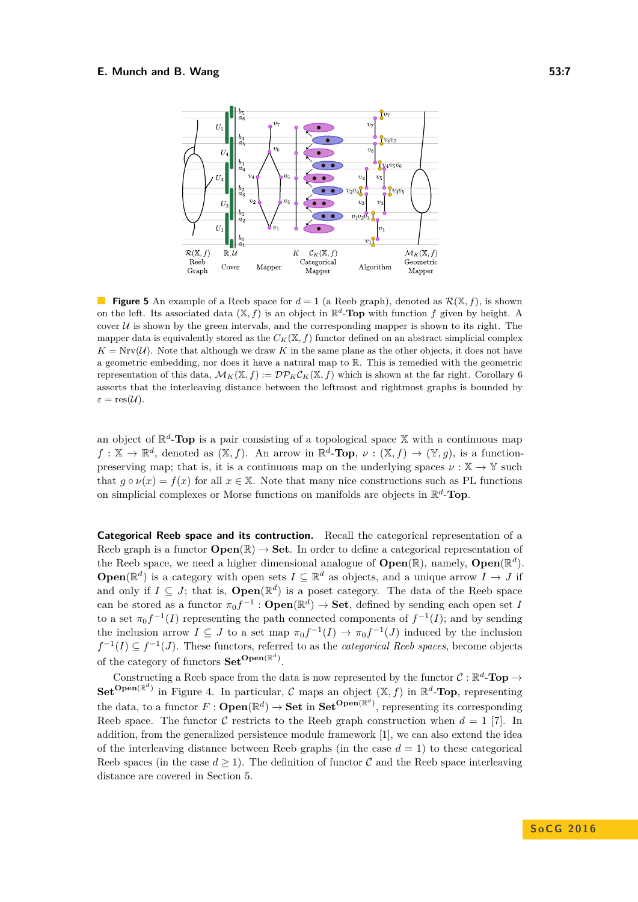**Figure 5** An example of a Reeb space for $d = 1$ (a Reeb graph), denoted as $\mathcal{R}(\mathbb{X}, f)$, is shown on the left. Its associated data $(\mathbb{X}, f)$ is an object in $\mathbb{R}^d$-**Top** with function $f$ given by height. A cover $\mathcal{U}$ is shown by the green intervals, and the corresponding mapper is shown to its right. The mapper data is equivalently stored as the $C_K(\mathbb{X}, f)$ functor defined on an abstract simplicial complex $K = \mathrm{Nrv}(\mathcal{U})$. Note that although we draw $K$ in the same plane as the other objects, it does not have a geometric embedding, nor does it have a natural map to $\mathbb{R}$. This is remedied with the geometric representation of this data, $\mathcal{M}_K(\mathbb{X}, f) := \mathcal{DP}_K\mathcal{C}_K(\mathbb{X}, f)$ which is shown at the far right. Corollary 6 asserts that the interleaving distance between the leftmost and rightmost graphs is bounded by $\varepsilon = \mathrm{res}(\mathcal{U})$.

an object of $\mathbb{R}^d$-**Top** is a pair consisting of a topological space $\mathbb{X}$ with a continuous map $f : \mathbb{X} \to \mathbb{R}^d$, denoted as $(\mathbb{X}, f)$. An arrow in $\mathbb{R}^d$-**Top**, $\nu : (\mathbb{X}, f) \to (\mathbb{Y}, g)$, is a function-preserving map; that is, it is a continuous map on the underlying spaces $\nu : \mathbb{X} \to \mathbb{Y}$ such that $g \circ \nu(x) = f(x)$ for all $x \in \mathbb{X}$. Note that many nice constructions such as PL functions on simplicial complexes or Morse functions on manifolds are objects in $\mathbb{R}^d$-**Top**.

**Categorical Reeb space and its contruction.** Recall the categorical representation of a Reeb graph is a functor $\mathbf{Open}(\mathbb{R}) \to \mathbf{Set}$. In order to define a categorical representation of the Reeb space, we need a higher dimensional analogue of $\mathbf{Open}(\mathbb{R})$, namely, $\mathbf{Open}(\mathbb{R}^d)$. $\mathbf{Open}(\mathbb{R}^d)$ is a category with open sets $I \subseteq \mathbb{R}^d$ as objects, and a unique arrow $I \to J$ if and only if $I \subseteq J$; that is, $\mathbf{Open}(\mathbb{R}^d)$ is a poset category. The data of the Reeb space can be stored as a functor $\pi_0 f^{-1} : \mathbf{Open}(\mathbb{R}^d) \to \mathbf{Set}$, defined by sending each open set $I$ to a set $\pi_0 f^{-1}(I)$ representing the path connected components of $f^{-1}(I)$; and by sending the inclusion arrow $I \subseteq J$ to a set map $\pi_0 f^{-1}(I) \to \pi_0 f^{-1}(J)$ induced by the inclusion $f^{-1}(I) \subseteq f^{-1}(J)$. These functors, referred to as the *categorical Reeb spaces*, become objects of the category of functors $\mathbf{Set}^{\mathbf{Open}(\mathbb{R}^d)}$.

Constructing a Reeb space from the data is now represented by the functor $\mathcal{C} : \mathbb{R}^d\text{-}\mathbf{Top} \to \mathbf{Set}^{\mathbf{Open}(\mathbb{R}^d)}$ in Figure 4. In particular, $\mathcal{C}$ maps an object $(\mathbb{X}, f)$ in $\mathbb{R}^d$-**Top**, representing the data, to a functor $F : \mathbf{Open}(\mathbb{R}^d) \to \mathbf{Set}$ in $\mathbf{Set}^{\mathbf{Open}(\mathbb{R}^d)}$, representing its corresponding Reeb space. The functor $\mathcal{C}$ restricts to the Reeb graph construction when $d = 1$ [7]. In addition, from the generalized persistence module framework [1], we can also extend the idea of the interleaving distance between Reeb graphs (in the case $d = 1$) to these categorical Reeb spaces (in the case $d \geq 1$). The definition of functor $\mathcal{C}$ and the Reeb space interleaving distance are covered in Section 5.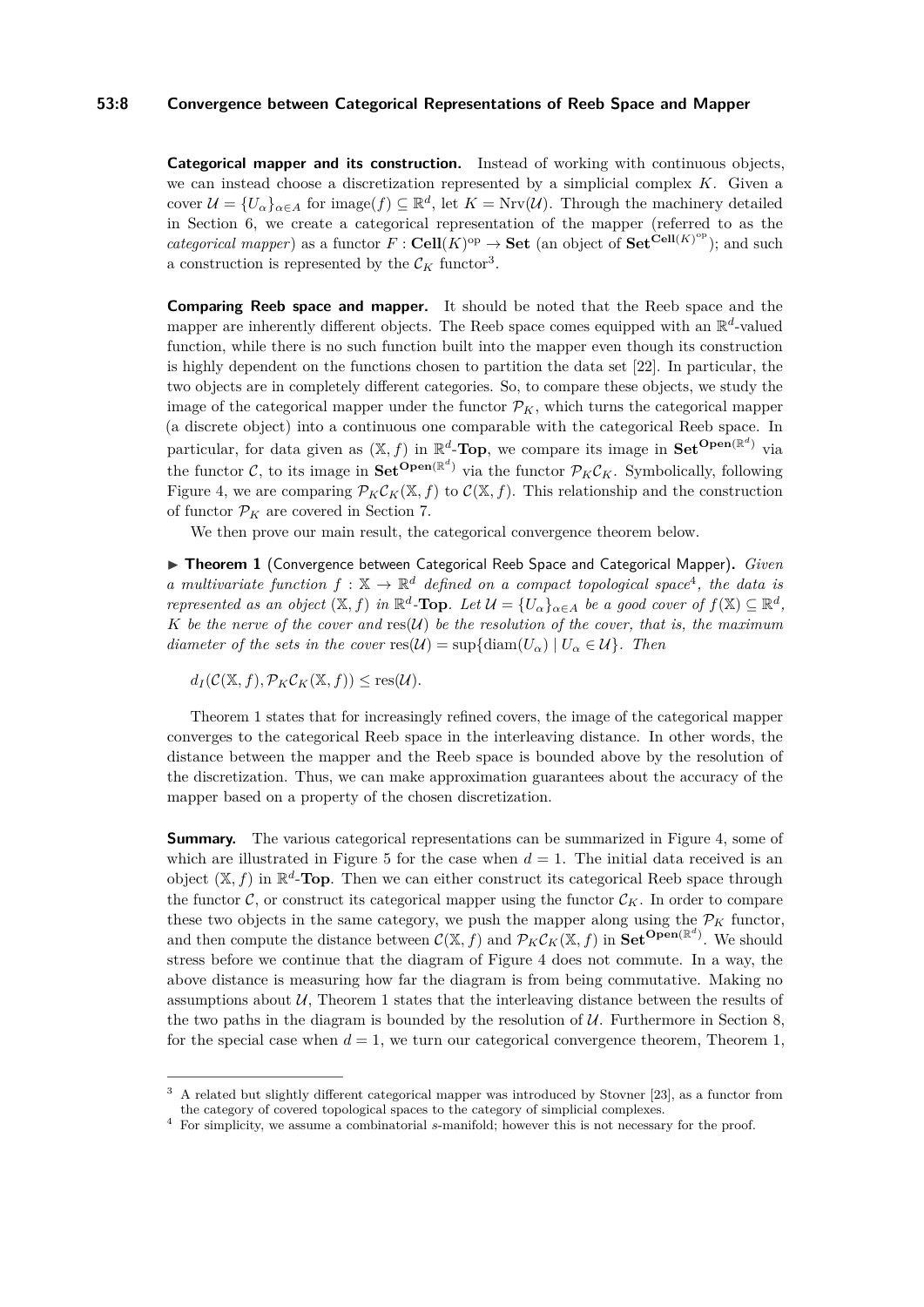**Categorical mapper and its construction.** Instead of working with continuous objects, we can instead choose a discretization represented by a simplicial complex $K$. Given a cover $\mathcal{U} = \{U_\alpha\}_{\alpha \in A}$ for image$(f) \subseteq \mathbb{R}^d$, let $K = \mathrm{Nrv}(\mathcal{U})$. Through the machinery detailed in Section 6, we create a categorical representation of the mapper (referred to as the *categorical mapper*) as a functor $F : \mathbf{Cell}(K)^{\mathrm{op}} \to \mathbf{Set}$ (an object of $\mathbf{Set}^{\mathbf{Cell}(K)^{\mathrm{op}}}$); and such a construction is represented by the $\mathcal{C}_K$ functor[3].

**Comparing Reeb space and mapper.** It should be noted that the Reeb space and the mapper are inherently different objects. The Reeb space comes equipped with an $\mathbb{R}^d$-valued function, while there is no such function built into the mapper even though its construction is highly dependent on the functions chosen to partition the data set [22]. In particular, the two objects are in completely different categories. So, to compare these objects, we study the image of the categorical mapper under the functor $\mathcal{P}_K$, which turns the categorical mapper (a discrete object) into a continuous one comparable with the categorical Reeb space. In particular, for data given as $(\mathbb{X}, f)$ in $\mathbb{R}^d$-**Top**, we compare its image in $\mathbf{Set}^{\mathbf{Open}(\mathbb{R}^d)}$ via the functor $\mathcal{C}$, to its image in $\mathbf{Set}^{\mathbf{Open}(\mathbb{R}^d)}$ via the functor $\mathcal{P}_K\mathcal{C}_K$. Symbolically, following Figure 4, we are comparing $\mathcal{P}_K\mathcal{C}_K(\mathbb{X}, f)$ to $\mathcal{C}(\mathbb{X}, f)$. This relationship and the construction of functor $\mathcal{P}_K$ are covered in Section 7.

We then prove our main result, the categorical convergence theorem below.

▶ **Theorem 1** (Convergence between Categorical Reeb Space and Categorical Mapper)**.** *Given a multivariate function $f : \mathbb{X} \to \mathbb{R}^d$ defined on a compact topological space*[4]*, the data is represented as an object $(\mathbb{X}, f)$ in $\mathbb{R}^d$-**Top**. Let $\mathcal{U} = \{U_\alpha\}_{\alpha \in A}$ be a good cover of $f(\mathbb{X}) \subseteq \mathbb{R}^d$, $K$ be the nerve of the cover and $\mathrm{res}(\mathcal{U})$ be the resolution of the cover, that is, the maximum diameter of the sets in the cover $\mathrm{res}(\mathcal{U}) = \sup\{\mathrm{diam}(U_\alpha) \mid U_\alpha \in \mathcal{U}\}$. Then*

$$d_I(\mathcal{C}(\mathbb{X}, f), \mathcal{P}_K\mathcal{C}_K(\mathbb{X}, f)) \leq \mathrm{res}(\mathcal{U}).$$

Theorem 1 states that for increasingly refined covers, the image of the categorical mapper converges to the categorical Reeb space in the interleaving distance. In other words, the distance between the mapper and the Reeb space is bounded above by the resolution of the discretization. Thus, we can make approximation guarantees about the accuracy of the mapper based on a property of the chosen discretization.

**Summary.** The various categorical representations can be summarized in Figure 4, some of which are illustrated in Figure 5 for the case when $d = 1$. The initial data received is an object $(\mathbb{X}, f)$ in $\mathbb{R}^d$-**Top**. Then we can either construct its categorical Reeb space through the functor $\mathcal{C}$, or construct its categorical mapper using the functor $\mathcal{C}_K$. In order to compare these two objects in the same category, we push the mapper along using the $\mathcal{P}_K$ functor, and then compute the distance between $\mathcal{C}(\mathbb{X}, f)$ and $\mathcal{P}_K\mathcal{C}_K(\mathbb{X}, f)$ in $\mathbf{Set}^{\mathbf{Open}(\mathbb{R}^d)}$. We should stress before we continue that the diagram of Figure 4 does not commute. In a way, the above distance is measuring how far the diagram is from being commutative. Making no assumptions about $\mathcal{U}$, Theorem 1 states that the interleaving distance between the results of the two paths in the diagram is bounded by the resolution of $\mathcal{U}$. Furthermore in Section 8, for the special case when $d = 1$, we turn our categorical convergence theorem, Theorem 1,

---

[3] A related but slightly different categorical mapper was introduced by Stovner [23], as a functor from the category of covered topological spaces to the category of simplicial complexes.

[4] For simplicity, we assume a combinatorial $s$-manifold; however this is not necessary for the proof.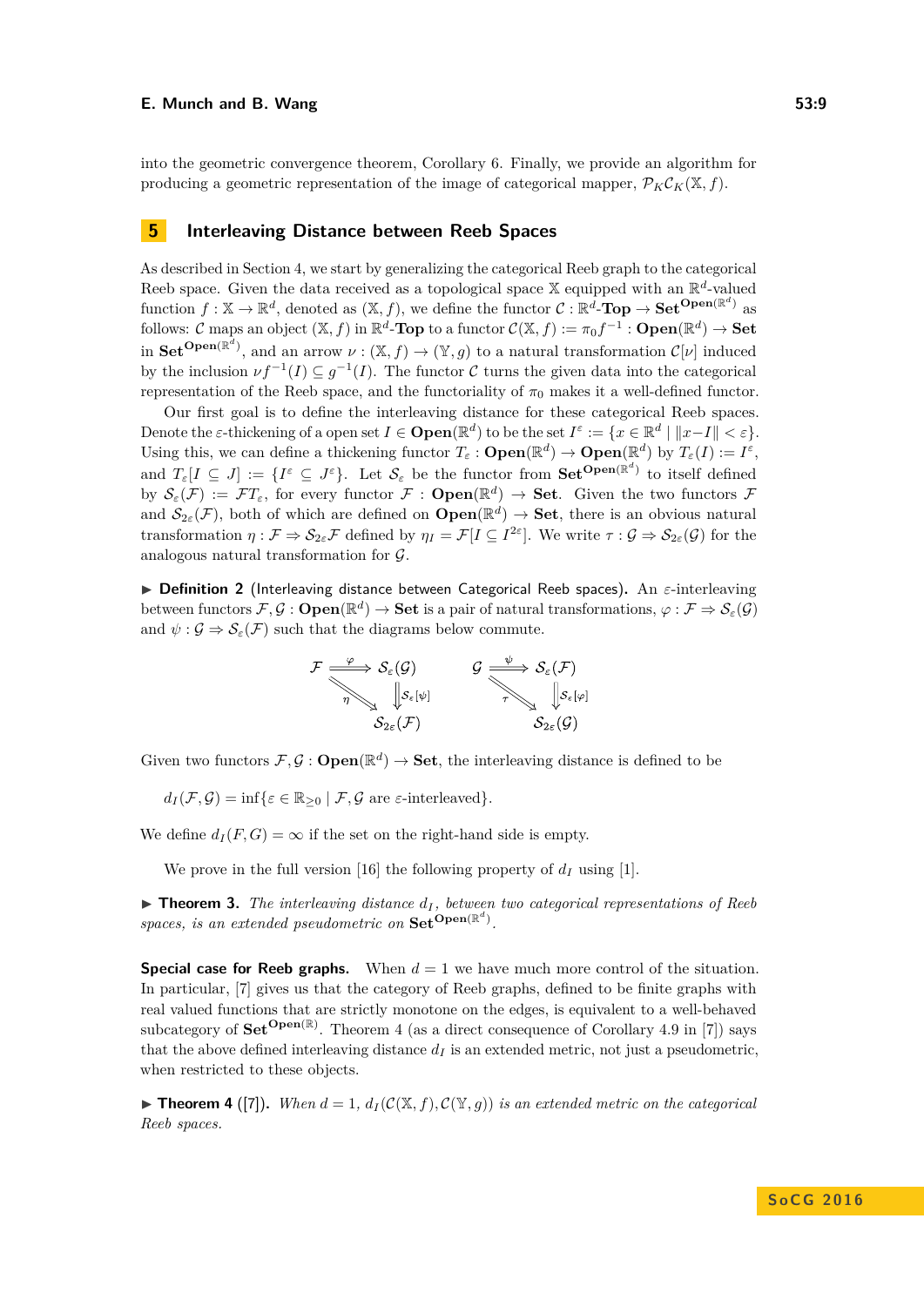into the geometric convergence theorem, Corollary 6. Finally, we provide an algorithm for producing a geometric representation of the image of categorical mapper, $\mathcal{P}_K\mathcal{C}_K(\mathbb{X}, f)$.

## 5 Interleaving Distance between Reeb Spaces

As described in Section 4, we start by generalizing the categorical Reeb graph to the categorical Reeb space. Given the data received as a topological space $\mathbb{X}$ equipped with an $\mathbb{R}^d$-valued function $f : \mathbb{X} \to \mathbb{R}^d$, denoted as $(\mathbb{X}, f)$, we define the functor $\mathcal{C} : \mathbb{R}^d\text{-}\mathbf{Top} \to \mathbf{Set}^{\mathbf{Open}(\mathbb{R}^d)}$ as follows: $\mathcal{C}$ maps an object $(\mathbb{X}, f)$ in $\mathbb{R}^d$-$\mathbf{Top}$ to a functor $\mathcal{C}(\mathbb{X}, f) := \pi_0 f^{-1} : \mathbf{Open}(\mathbb{R}^d) \to \mathbf{Set}$ in $\mathbf{Set}^{\mathbf{Open}(\mathbb{R}^d)}$, and an arrow $\nu : (\mathbb{X}, f) \to (\mathbb{Y}, g)$ to a natural transformation $\mathcal{C}[\nu]$ induced by the inclusion $\nu f^{-1}(I) \subseteq g^{-1}(I)$. The functor $\mathcal{C}$ turns the given data into the categorical representation of the Reeb space, and the functoriality of $\pi_0$ makes it a well-defined functor.

Our first goal is to define the interleaving distance for these categorical Reeb spaces. Denote the $\varepsilon$-thickening of a open set $I \in \mathbf{Open}(\mathbb{R}^d)$ to be the set $I^\varepsilon := \{x \in \mathbb{R}^d \mid \|x - I\| < \varepsilon\}$. Using this, we can define a thickening functor $T_\varepsilon : \mathbf{Open}(\mathbb{R}^d) \to \mathbf{Open}(\mathbb{R}^d)$ by $T_\varepsilon(I) := I^\varepsilon$, and $T_\varepsilon[I \subseteq J] := \{I^\varepsilon \subseteq J^\varepsilon\}$. Let $\mathcal{S}_\varepsilon$ be the functor from $\mathbf{Set}^{\mathbf{Open}(\mathbb{R}^d)}$ to itself defined by $\mathcal{S}_\varepsilon(\mathcal{F}) := \mathcal{F}T_\varepsilon$, for every functor $\mathcal{F} : \mathbf{Open}(\mathbb{R}^d) \to \mathbf{Set}$. Given the two functors $\mathcal{F}$ and $\mathcal{S}_{2\varepsilon}(\mathcal{F})$, both of which are defined on $\mathbf{Open}(\mathbb{R}^d) \to \mathbf{Set}$, there is an obvious natural transformation $\eta : \mathcal{F} \Rightarrow \mathcal{S}_{2\varepsilon}\mathcal{F}$ defined by $\eta_I = \mathcal{F}[I \subseteq I^{2\varepsilon}]$. We write $\tau : \mathcal{G} \Rightarrow \mathcal{S}_{2\varepsilon}(\mathcal{G})$ for the analogous natural transformation for $\mathcal{G}$.

▶ **Definition 2** (Interleaving distance between Categorical Reeb spaces). An $\varepsilon$-interleaving between functors $\mathcal{F}, \mathcal{G} : \mathbf{Open}(\mathbb{R}^d) \to \mathbf{Set}$ is a pair of natural transformations, $\varphi : \mathcal{F} \Rightarrow \mathcal{S}_\varepsilon(\mathcal{G})$ and $\psi : \mathcal{G} \Rightarrow \mathcal{S}_\varepsilon(\mathcal{F})$ such that the diagrams below commute.

$$
\begin{array}{ccc}
\mathcal{F} & \overset{\varphi}{\Longrightarrow} & \mathcal{S}_\varepsilon(\mathcal{G}) \\
& {\scriptstyle\eta}\searrow & \Downarrow{\scriptstyle \mathcal{S}_\varepsilon[\psi]} \\
& & \mathcal{S}_{2\varepsilon}(\mathcal{F})
\end{array}
\qquad
\begin{array}{ccc}
\mathcal{G} & \overset{\psi}{\Longrightarrow} & \mathcal{S}_\varepsilon(\mathcal{F}) \\
& {\scriptstyle\tau}\searrow & \Downarrow{\scriptstyle \mathcal{S}_\varepsilon[\varphi]} \\
& & \mathcal{S}_{2\varepsilon}(\mathcal{G})
\end{array}
$$

Given two functors $\mathcal{F}, \mathcal{G} : \mathbf{Open}(\mathbb{R}^d) \to \mathbf{Set}$, the interleaving distance is defined to be

$$d_I(\mathcal{F}, \mathcal{G}) = \inf\{\varepsilon \in \mathbb{R}_{\geq 0} \mid \mathcal{F}, \mathcal{G} \text{ are } \varepsilon\text{-interleaved}\}.$$

We define $d_I(F, G) = \infty$ if the set on the right-hand side is empty.

We prove in the full version [16] the following property of $d_I$ using [1].

▶ **Theorem 3.** *The interleaving distance $d_I$, between two categorical representations of Reeb spaces, is an extended pseudometric on $\mathbf{Set}^{\mathbf{Open}(\mathbb{R}^d)}$.*

**Special case for Reeb graphs.** When $d = 1$ we have much more control of the situation. In particular, [7] gives us that the category of Reeb graphs, defined to be finite graphs with real valued functions that are strictly monotone on the edges, is equivalent to a well-behaved subcategory of $\mathbf{Set}^{\mathbf{Open}(\mathbb{R})}$. Theorem 4 (as a direct consequence of Corollary 4.9 in [7]) says that the above defined interleaving distance $d_I$ is an extended metric, not just a pseudometric, when restricted to these objects.

▶ **Theorem 4** ([7]). *When $d = 1$, $d_I(\mathcal{C}(\mathbb{X}, f), \mathcal{C}(\mathbb{Y}, g))$ is an extended metric on the categorical Reeb spaces.*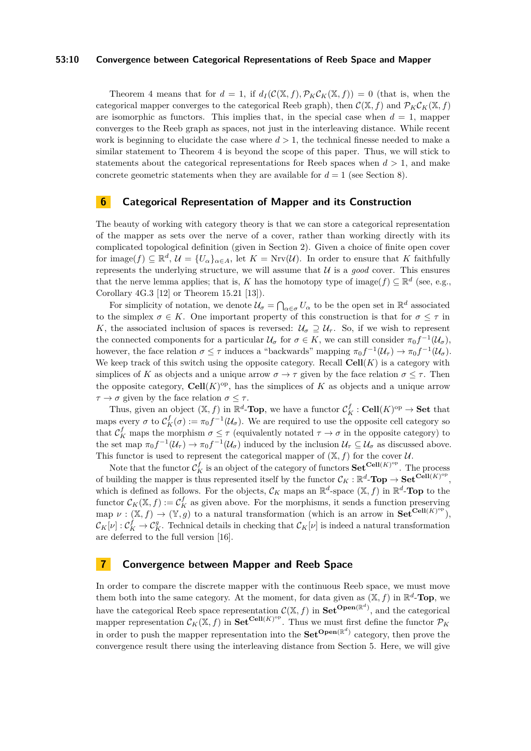Theorem 4 means that for $d = 1$, if $d_I(\mathcal{C}(\mathbb{X}, f), \mathcal{P}_K\mathcal{C}_K(\mathbb{X}, f)) = 0$ (that is, when the categorical mapper converges to the categorical Reeb graph), then $\mathcal{C}(\mathbb{X}, f)$ and $\mathcal{P}_K\mathcal{C}_K(\mathbb{X}, f)$ are isomorphic as functors. This implies that, in the special case when $d = 1$, mapper converges to the Reeb graph as spaces, not just in the interleaving distance. While recent work is beginning to elucidate the case where $d > 1$, the technical finesse needed to make a similar statement to Theorem 4 is beyond the scope of this paper. Thus, we will stick to statements about the categorical representations for Reeb spaces when $d > 1$, and make concrete geometric statements when they are available for $d = 1$ (see Section 8).

## 6 Categorical Representation of Mapper and its Construction

The beauty of working with category theory is that we can store a categorical representation of the mapper as sets over the nerve of a cover, rather than working directly with its complicated topological definition (given in Section 2). Given a choice of finite open cover for $\text{image}(f) \subseteq \mathbb{R}^d$, $\mathcal{U} = \{U_\alpha\}_{\alpha \in A}$, let $K = \text{Nrv}(\mathcal{U})$. In order to ensure that $K$ faithfully represents the underlying structure, we will assume that $\mathcal{U}$ is a *good* cover. This ensures that the nerve lemma applies; that is, $K$ has the homotopy type of $\text{image}(f) \subseteq \mathbb{R}^d$ (see, e.g., Corollary 4G.3 [12] or Theorem 15.21 [13]).

For simplicity of notation, we denote $\mathcal{U}_\sigma = \bigcap_{\alpha \in \sigma} U_\alpha$ to be the open set in $\mathbb{R}^d$ associated to the simplex $\sigma \in K$. One important property of this construction is that for $\sigma \leq \tau$ in $K$, the associated inclusion of spaces is reversed: $\mathcal{U}_\sigma \supseteq \mathcal{U}_\tau$. So, if we wish to represent the connected components for a particular $\mathcal{U}_\sigma$ for $\sigma \in K$, we can still consider $\pi_0 f^{-1}(\mathcal{U}_\sigma)$, however, the face relation $\sigma \leq \tau$ induces a "backwards" mapping $\pi_0 f^{-1}(\mathcal{U}_\tau) \to \pi_0 f^{-1}(\mathcal{U}_\sigma)$. We keep track of this switch using the opposite category. Recall $\mathbf{Cell}(K)$ is a category with simplices of $K$ as objects and a unique arrow $\sigma \to \tau$ given by the face relation $\sigma \leq \tau$. Then the opposite category, $\mathbf{Cell}(K)^{\text{op}}$, has the simplices of $K$ as objects and a unique arrow $\tau \to \sigma$ given by the face relation $\sigma \leq \tau$.

Thus, given an object $(\mathbb{X}, f)$ in $\mathbb{R}^d$-$\mathbf{Top}$, we have a functor $\mathcal{C}_K^f : \mathbf{Cell}(K)^{\text{op}} \to \mathbf{Set}$ that maps every $\sigma$ to $\mathcal{C}_K^f(\sigma) := \pi_0 f^{-1}(\mathcal{U}_\sigma)$. We are required to use the opposite cell category so that $\mathcal{C}_K^f$ maps the morphism $\sigma \leq \tau$ (equivalently notated $\tau \to \sigma$ in the opposite category) to the set map $\pi_0 f^{-1}(\mathcal{U}_\tau) \to \pi_0 f^{-1}(\mathcal{U}_\sigma)$ induced by the inclusion $\mathcal{U}_\tau \subseteq \mathcal{U}_\sigma$ as discussed above. This functor is used to represent the categorical mapper of $(\mathbb{X}, f)$ for the cover $\mathcal{U}$.

Note that the functor $\mathcal{C}_K^f$ is an object of the category of functors $\mathbf{Set}^{\mathbf{Cell}(K)^{\text{op}}}$. The process of building the mapper is thus represented itself by the functor $\mathcal{C}_K : \mathbb{R}^d\text{-}\mathbf{Top} \to \mathbf{Set}^{\mathbf{Cell}(K)^{\text{op}}}$, which is defined as follows. For the objects, $\mathcal{C}_K$ maps an $\mathbb{R}^d$-space $(\mathbb{X}, f)$ in $\mathbb{R}^d$-$\mathbf{Top}$ to the functor $\mathcal{C}_K(\mathbb{X}, f) := \mathcal{C}_K^f$ as given above. For the morphisms, it sends a function preserving map $\nu : (\mathbb{X}, f) \to (\mathbb{Y}, g)$ to a natural transformation (which is an arrow in $\mathbf{Set}^{\mathbf{Cell}(K)^{\text{op}}}$), $\mathcal{C}_K[\nu] : \mathcal{C}_K^f \to \mathcal{C}_K^g$. Technical details in checking that $\mathcal{C}_K[\nu]$ is indeed a natural transformation are deferred to the full version [16].

## 7 Convergence between Mapper and Reeb Space

In order to compare the discrete mapper with the continuous Reeb space, we must move them both into the same category. At the moment, for data given as $(\mathbb{X}, f)$ in $\mathbb{R}^d$-$\mathbf{Top}$, we have the categorical Reeb space representation $\mathcal{C}(\mathbb{X}, f)$ in $\mathbf{Set}^{\mathbf{Open}(\mathbb{R}^d)}$, and the categorical mapper representation $\mathcal{C}_K(\mathbb{X}, f)$ in $\mathbf{Set}^{\mathbf{Cell}(K)^{\text{op}}}$. Thus we must first define the functor $\mathcal{P}_K$ in order to push the mapper representation into the $\mathbf{Set}^{\mathbf{Open}(\mathbb{R}^d)}$ category, then prove the convergence result there using the interleaving distance from Section 5. Here, we will give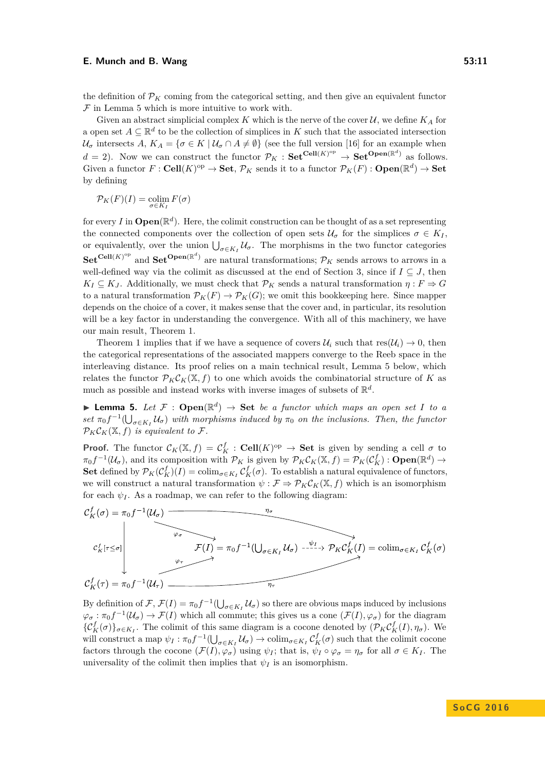the definition of $\mathcal{P}_K$ coming from the categorical setting, and then give an equivalent functor $\mathcal{F}$ in Lemma 5 which is more intuitive to work with.

Given an abstract simplicial complex $K$ which is the nerve of the cover $\mathcal{U}$, we define $K_A$ for a open set $A \subseteq \mathbb{R}^d$ to be the collection of simplices in $K$ such that the associated intersection $\mathcal{U}_\sigma$ intersects $A$, $K_A = \{\sigma \in K \mid \mathcal{U}_\sigma \cap A \neq \emptyset\}$ (see the full version [16] for an example when $d = 2$). Now we can construct the functor $\mathcal{P}_K : \mathbf{Set}^{\mathbf{Cell}(K)^{\mathrm{op}}} \to \mathbf{Set}^{\mathbf{Open}(\mathbb{R}^d)}$ as follows. Given a functor $F : \mathbf{Cell}(K)^{\mathrm{op}} \to \mathbf{Set}$, $\mathcal{P}_K$ sends it to a functor $\mathcal{P}_K(F) : \mathbf{Open}(\mathbb{R}^d) \to \mathbf{Set}$ by defining

$$\mathcal{P}_K(F)(I) = \operatorname*{colim}_{\sigma \in K_I} F(\sigma)$$

for every $I$ in $\mathbf{Open}(\mathbb{R}^d)$. Here, the colimit construction can be thought of as a set representing the connected components over the collection of open sets $\mathcal{U}_\sigma$ for the simplices $\sigma \in K_I$, or equivalently, over the union $\bigcup_{\sigma \in K_I} \mathcal{U}_\sigma$. The morphisms in the two functor categories $\mathbf{Set}^{\mathbf{Cell}(K)^{\mathrm{op}}}$ and $\mathbf{Set}^{\mathbf{Open}(\mathbb{R}^d)}$ are natural transformations; $\mathcal{P}_K$ sends arrows to arrows in a well-defined way via the colimit as discussed at the end of Section 3, since if $I \subseteq J$, then $K_I \subseteq K_J$. Additionally, we must check that $\mathcal{P}_K$ sends a natural transformation $\eta : F \Rightarrow G$ to a natural transformation $\mathcal{P}_K(F) \to \mathcal{P}_K(G)$; we omit this bookkeeping here. Since mapper depends on the choice of a cover, it makes sense that the cover and, in particular, its resolution will be a key factor in understanding the convergence. With all of this machinery, we have our main result, Theorem 1.

Theorem 1 implies that if we have a sequence of covers $\mathcal{U}_i$ such that $\mathrm{res}(\mathcal{U}_i) \to 0$, then the categorical representations of the associated mappers converge to the Reeb space in the interleaving distance. Its proof relies on a main technical result, Lemma 5 below, which relates the functor $\mathcal{P}_K \mathcal{C}_K(\mathbb{X}, f)$ to one which avoids the combinatorial structure of $K$ as much as possible and instead works with inverse images of subsets of $\mathbb{R}^d$.

▶ **Lemma 5.** *Let $\mathcal{F} : \mathbf{Open}(\mathbb{R}^d) \to \mathbf{Set}$ be a functor which maps an open set $I$ to a set $\pi_0 f^{-1}(\bigcup_{\sigma \in K_I} \mathcal{U}_\sigma)$ with morphisms induced by $\pi_0$ on the inclusions. Then, the functor $\mathcal{P}_K \mathcal{C}_K(\mathbb{X}, f)$ is equivalent to $\mathcal{F}$.*

**Proof.** The functor $\mathcal{C}_K(\mathbb{X}, f) = \mathcal{C}_K^f : \mathbf{Cell}(K)^{\mathrm{op}} \to \mathbf{Set}$ is given by sending a cell $\sigma$ to $\pi_0 f^{-1}(\mathcal{U}_\sigma)$, and its composition with $\mathcal{P}_K$ is given by $\mathcal{P}_K \mathcal{C}_K(\mathbb{X}, f) = \mathcal{P}_K(\mathcal{C}_K^f) : \mathbf{Open}(\mathbb{R}^d) \to \mathbf{Set}$ defined by $\mathcal{P}_K(\mathcal{C}_K^f)(I) = \mathrm{colim}_{\sigma \in K_I} \mathcal{C}_K^f(\sigma)$. To establish a natural equivalence of functors, we will construct a natural transformation $\psi : \mathcal{F} \Rightarrow \mathcal{P}_K \mathcal{C}_K(\mathbb{X}, f)$ which is an isomorphism for each $\psi_I$. As a roadmap, we can refer to the following diagram:

$$\begin{array}{ccccc}
\mathcal{C}_K^f(\sigma) = \pi_0 f^{-1}(\mathcal{U}_\sigma) & & \xrightarrow{\quad\eta_\sigma\quad} & & \\
 & \searrow^{\varphi_\sigma} & & & \\
\Big\downarrow{\scriptstyle \mathcal{C}_K^f[\tau \le \sigma]} & & \mathcal{F}(I) = \pi_0 f^{-1}(\bigcup_{\sigma \in K_I} \mathcal{U}_\sigma) \overset{\psi_I}{\dashrightarrow} & \mathcal{P}_K \mathcal{C}_K^f(I) = \mathrm{colim}_{\sigma \in K_I} \mathcal{C}_K^f(\sigma) & \\
 & \nearrow_{\varphi_\tau} & & & \\
\mathcal{C}_K^f(\tau) = \pi_0 f^{-1}(\mathcal{U}_\tau) & & \xrightarrow{\quad\eta_\tau\quad} & &
\end{array}$$

By definition of $\mathcal{F}$, $\mathcal{F}(I) = \pi_0 f^{-1}(\bigcup_{\sigma \in K_I} \mathcal{U}_\sigma)$ so there are obvious maps induced by inclusions $\varphi_\sigma : \pi_0 f^{-1}(\mathcal{U}_\sigma) \to \mathcal{F}(I)$ which all commute; this gives us a cone $(\mathcal{F}(I), \varphi_\sigma)$ for the diagram $\{\mathcal{C}_K^f(\sigma)\}_{\sigma \in K_I}$. The colimit of this same diagram is a cocone denoted by $(\mathcal{P}_K \mathcal{C}_K^f(I), \eta_\sigma)$. We will construct a map $\psi_I : \pi_0 f^{-1}(\bigcup_{\sigma \in K_I} \mathcal{U}_\sigma) \to \mathrm{colim}_{\sigma \in K_I} \mathcal{C}_K^f(\sigma)$ such that the colimit cocone factors through the cocone $(\mathcal{F}(I), \varphi_\sigma)$ using $\psi_I$; that is, $\psi_I \circ \varphi_\sigma = \eta_\sigma$ for all $\sigma \in K_I$. The universality of the colimit then implies that $\psi_I$ is an isomorphism.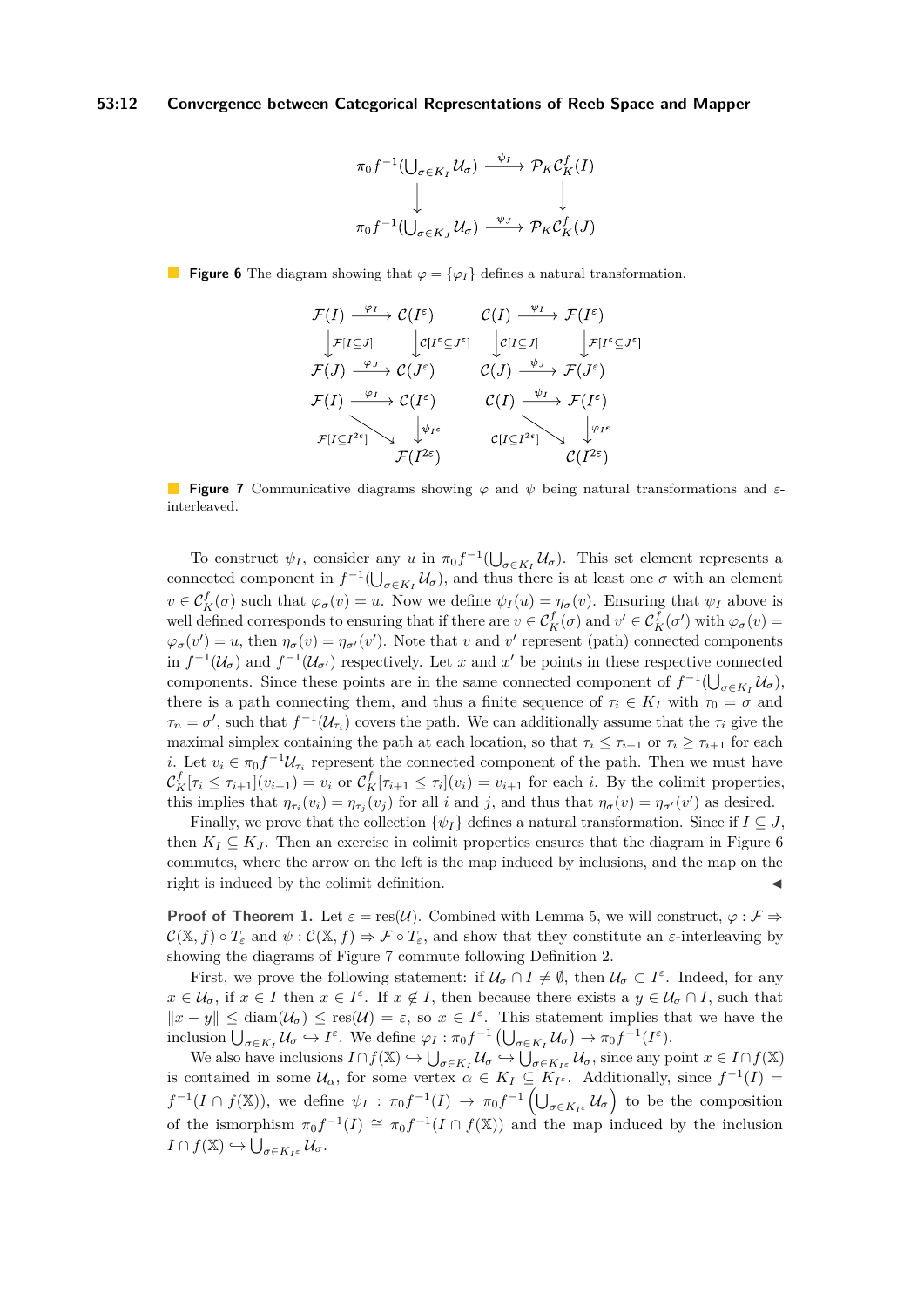$$\begin{array}{ccc}
\pi_0 f^{-1}(\bigcup_{\sigma\in K_I}\mathcal{U}_\sigma) & \xrightarrow{\psi_I} & \mathcal{P}_K\mathcal{C}_K^f(I) \\
\downarrow & & \downarrow \\
\pi_0 f^{-1}(\bigcup_{\sigma\in K_J}\mathcal{U}_\sigma) & \xrightarrow{\psi_J} & \mathcal{P}_K\mathcal{C}_K^f(J)
\end{array}$$

**Figure 6** The diagram showing that $\varphi = \{\varphi_I\}$ defines a natural transformation.

$$\begin{array}{ccc}
\mathcal{F}(I) & \xrightarrow{\varphi_I} & \mathcal{C}(I^\varepsilon) \\
\downarrow{\scriptstyle \mathcal{F}[I\subseteq J]} & & \downarrow{\scriptstyle \mathcal{C}[I^\varepsilon\subseteq J^\varepsilon]} \\
\mathcal{F}(J) & \xrightarrow{\varphi_J} & \mathcal{C}(J^\varepsilon)
\end{array}
\qquad
\begin{array}{ccc}
\mathcal{C}(I) & \xrightarrow{\psi_I} & \mathcal{F}(I^\varepsilon) \\
\downarrow{\scriptstyle \mathcal{C}[I\subseteq J]} & & \downarrow{\scriptstyle \mathcal{F}[I^\varepsilon\subseteq J^\varepsilon]} \\
\mathcal{C}(J) & \xrightarrow{\psi_J} & \mathcal{F}(J^\varepsilon)
\end{array}$$

$$\begin{array}{ccc}
\mathcal{F}(I) & \xrightarrow{\varphi_I} & \mathcal{C}(I^\varepsilon) \\
 & {\scriptstyle \mathcal{F}[I\subseteq I^{2\varepsilon}]}\searrow & \downarrow{\scriptstyle \psi_{I^\varepsilon}} \\
 & & \mathcal{F}(I^{2\varepsilon})
\end{array}
\qquad
\begin{array}{ccc}
\mathcal{C}(I) & \xrightarrow{\psi_I} & \mathcal{F}(I^\varepsilon) \\
 & {\scriptstyle \mathcal{C}[I\subseteq I^{2\varepsilon}]}\searrow & \downarrow{\scriptstyle \varphi_{I^\varepsilon}} \\
 & & \mathcal{C}(I^{2\varepsilon})
\end{array}$$

**Figure 7** Communicative diagrams showing $\varphi$ and $\psi$ being natural transformations and $\varepsilon$-interleaved.

To construct $\psi_I$, consider any $u$ in $\pi_0 f^{-1}(\bigcup_{\sigma\in K_I}\mathcal{U}_\sigma)$. This set element represents a connected component in $f^{-1}(\bigcup_{\sigma\in K_I}\mathcal{U}_\sigma)$, and thus there is at least one $\sigma$ with an element $v \in \mathcal{C}_K^f(\sigma)$ such that $\varphi_\sigma(v) = u$. Now we define $\psi_I(u) = \eta_\sigma(v)$. Ensuring that $\psi_I$ above is well defined corresponds to ensuring that if there are $v \in \mathcal{C}_K^f(\sigma)$ and $v' \in \mathcal{C}_K^f(\sigma')$ with $\varphi_\sigma(v) = \varphi_{\sigma'}(v') = u$, then $\eta_\sigma(v) = \eta_{\sigma'}(v')$. Note that $v$ and $v'$ represent (path) connected components in $f^{-1}(\mathcal{U}_\sigma)$ and $f^{-1}(\mathcal{U}_{\sigma'})$ respectively. Let $x$ and $x'$ be points in these respective connected components. Since these points are in the same connected component of $f^{-1}(\bigcup_{\sigma\in K_I}\mathcal{U}_\sigma)$, there is a path connecting them, and thus a finite sequence of $\tau_i \in K_I$ with $\tau_0 = \sigma$ and $\tau_n = \sigma'$, such that $f^{-1}(\mathcal{U}_{\tau_i})$ covers the path. We can additionally assume that the $\tau_i$ give the maximal simplex containing the path at each location, so that $\tau_i \leq \tau_{i+1}$ or $\tau_i \geq \tau_{i+1}$ for each $i$. Let $v_i \in \pi_0 f^{-1}\mathcal{U}_{\tau_i}$ represent the connected component of the path. Then we must have $\mathcal{C}_K^f[\tau_i \leq \tau_{i+1}](v_{i+1}) = v_i$ or $\mathcal{C}_K^f[\tau_{i+1} \leq \tau_i](v_i) = v_{i+1}$ for each $i$. By the colimit properties, this implies that $\eta_{\tau_i}(v_i) = \eta_{\tau_j}(v_j)$ for all $i$ and $j$, and thus that $\eta_\sigma(v) = \eta_{\sigma'}(v')$ as desired.

Finally, we prove that the collection $\{\psi_I\}$ defines a natural transformation. Since $I \subseteq J$, then $K_I \subseteq K_J$. Then an exercise in colimit properties ensures that the diagram in Figure 6 commutes, where the arrow on the left is the map induced by inclusions, and the map on the right is induced by the colimit definition. ◀

**Proof of Theorem 1.** Let $\varepsilon = \mathrm{res}(\mathcal{U})$. Combined with Lemma 5, we will construct, $\varphi : \mathcal{F} \Rightarrow \mathcal{C}(\mathbb{X}, f) \circ T_\varepsilon$ and $\psi : \mathcal{C}(\mathbb{X}, f) \Rightarrow \mathcal{F} \circ T_\varepsilon$, and show that they constitute an $\varepsilon$-interleaving by showing the diagrams of Figure 7 commute following Definition 2.

First, we prove the following statement: if $\mathcal{U}_\sigma \cap I \neq \emptyset$, then $\mathcal{U}_\sigma \subset I^\varepsilon$. Indeed, for any $x \in \mathcal{U}_\sigma$, if $x \in I$ then $x \in I^\varepsilon$. If $x \notin I$, then because there exists a $y \in \mathcal{U}_\sigma \cap I$, such that $\|x - y\| \leq \mathrm{diam}(\mathcal{U}_\sigma) \leq \mathrm{res}(\mathcal{U}) = \varepsilon$, so $x \in I^\varepsilon$. This statement implies that we have the inclusion $\bigcup_{\sigma\in K_I}\mathcal{U}_\sigma \hookrightarrow I^\varepsilon$. We define $\varphi_I : \pi_0 f^{-1}\left(\bigcup_{\sigma\in K_I}\mathcal{U}_\sigma\right) \to \pi_0 f^{-1}(I^\varepsilon)$.

We also have inclusions $I \cap f(\mathbb{X}) \hookrightarrow \bigcup_{\sigma\in K_I}\mathcal{U}_\sigma \hookrightarrow \bigcup_{\sigma\in K_{I^\varepsilon}}\mathcal{U}_\sigma$, since any point $x \in I \cap f(\mathbb{X})$ is contained in some $\mathcal{U}_\alpha$, for some vertex $\alpha \in K_I \subseteq K_{I^\varepsilon}$. Additionally, since $f^{-1}(I) = f^{-1}(I \cap f(\mathbb{X}))$, we define $\psi_I : \pi_0 f^{-1}(I) \to \pi_0 f^{-1}\left(\bigcup_{\sigma\in K_{I^\varepsilon}}\mathcal{U}_\sigma\right)$ to be the composition of the isomorphism $\pi_0 f^{-1}(I) \cong \pi_0 f^{-1}(I \cap f(\mathbb{X}))$ and the map induced by the inclusion $I \cap f(\mathbb{X}) \hookrightarrow \bigcup_{\sigma\in K_{I^\varepsilon}}\mathcal{U}_\sigma$.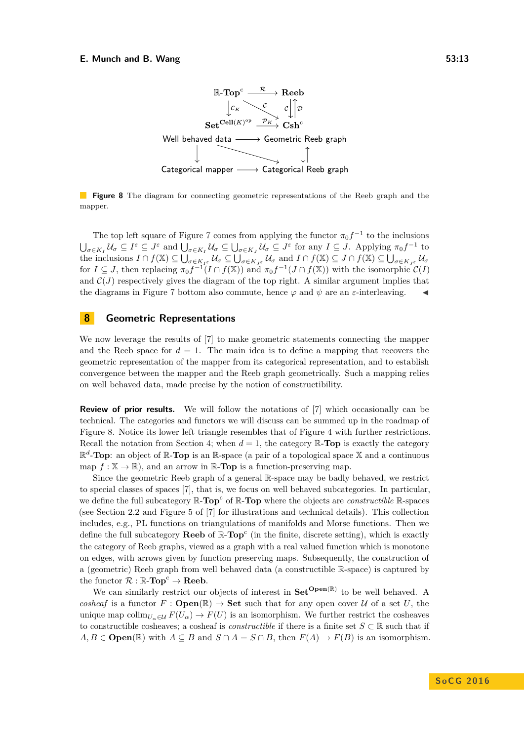$$
\begin{array}{ccc}
\mathbb{R}\text{-}\mathbf{Top}^c & \xrightarrow{\mathcal{R}} & \mathbf{Reeb} \\
\downarrow \mathcal{C}_K & \searrow \mathcal{C} & \mathcal{C} \downarrow \uparrow \mathcal{D} \\
\mathbf{Set}^{\mathbf{Cell}(K)^{\mathrm{op}}} & \xrightarrow{\mathcal{P}_K} & \mathbf{Csh}^c
\end{array}
$$

Well behaved data ⟶ Geometric Reeb graph

Categorical mapper ⟶ Categorical Reeb graph

**Figure 8** The diagram for connecting geometric representations of the Reeb graph and the mapper.

The top left square of Figure 7 comes from applying the functor $\pi_0 f^{-1}$ to the inclusions $\bigcup_{\sigma\in K_I}\mathcal{U}_\sigma \subseteq I^\varepsilon \subseteq J^\varepsilon$ and $\bigcup_{\sigma\in K_I}\mathcal{U}_\sigma \subseteq \bigcup_{\sigma\in K_J}\mathcal{U}_\sigma \subseteq J^\varepsilon$ for any $I \subseteq J$. Applying $\pi_0 f^{-1}$ to the inclusions $I \cap f(\mathbb{X}) \subseteq \bigcup_{\sigma\in K_{I^\varepsilon}}\mathcal{U}_\sigma \subseteq \bigcup_{\sigma\in K_{J^\varepsilon}}\mathcal{U}_\sigma$ and $I \cap f(\mathbb{X}) \subseteq J \cap f(\mathbb{X}) \subseteq \bigcup_{\sigma\in K_{J^\varepsilon}}\mathcal{U}_\sigma$ for $I \subseteq J$, then replacing $\pi_0 f^{-1}(I\cap f(\mathbb{X}))$ and $\pi_0 f^{-1}(J\cap f(\mathbb{X}))$ with the isomorphic $\mathcal{C}(I)$ and $\mathcal{C}(J)$ respectively gives the diagram of the top right. A similar argument implies that the diagrams in Figure 7 bottom also commute, hence $\varphi$ and $\psi$ are an $\varepsilon$-interleaving. ◀

## 8 Geometric Representations

We now leverage the results of [7] to make geometric statements connecting the mapper and the Reeb space for $d = 1$. The main idea is to define a mapping that recovers the geometric representation of the mapper from its categorical representation, and to establish convergence between the mapper and the Reeb graph geometrically. Such a mapping relies on well behaved data, made precise by the notion of constructibility.

**Review of prior results.** We will follow the notations of [7] which occasionally can be technical. The categories and functors we will discuss can be summed up in the roadmap of Figure 8. Notice its lower left triangle resembles that of Figure 4 with further restrictions. Recall the notation from Section 4; when $d = 1$, the category $\mathbb{R}$-**Top** is exactly the category $\mathbb{R}^d$-**Top**: an object of $\mathbb{R}$-**Top** is an $\mathbb{R}$-space (a pair of a topological space $\mathbb{X}$ and a continuous map $f : \mathbb{X} \to \mathbb{R}$), and an arrow in $\mathbb{R}$-**Top** is a function-preserving map.

Since the geometric Reeb graph of a general $\mathbb{R}$-space may be badly behaved, we restrict to special classes of spaces [7], that is, we focus on well behaved subcategories. In particular, we define the full subcategory $\mathbb{R}$-$\mathbf{Top}^c$ of $\mathbb{R}$-**Top** where the objects are *constructible* $\mathbb{R}$-spaces (see Section 2.2 and Figure 5 of [7] for illustrations and technical details). This collection includes, e.g., PL functions on triangulations of manifolds and Morse functions. Then we define the full subcategory **Reeb** of $\mathbb{R}$-$\mathbf{Top}^c$ (in the finite, discrete setting), which is exactly the category of Reeb graphs, viewed as a graph with a real valued function which is monotone on edges, with arrows given by function preserving maps. Subsequently, the construction of a (geometric) Reeb graph from well behaved data (a constructible $\mathbb{R}$-space) is captured by the functor $\mathcal{R} : \mathbb{R}$-$\mathbf{Top}^c \to \mathbf{Reeb}$.

We can similarly restrict our objects of interest in $\mathbf{Set}^{\mathbf{Open}(\mathbb{R})}$ to be well behaved. A *cosheaf* is a functor $F : \mathbf{Open}(\mathbb{R}) \to \mathbf{Set}$ such that for any open cover $\mathcal{U}$ of a set $U$, the unique map $\mathrm{colim}_{U_\alpha\in\mathcal{U}} F(U_\alpha) \to F(U)$ is an isomorphism. We further restrict the cosheaves to constructible cosheaves; a cosheaf is *constructible* if there is a finite set $S \subset \mathbb{R}$ such that if $A, B \in \mathbf{Open}(\mathbb{R})$ with $A \subseteq B$ and $S \cap A = S \cap B$, then $F(A) \to F(B)$ is an isomorphism.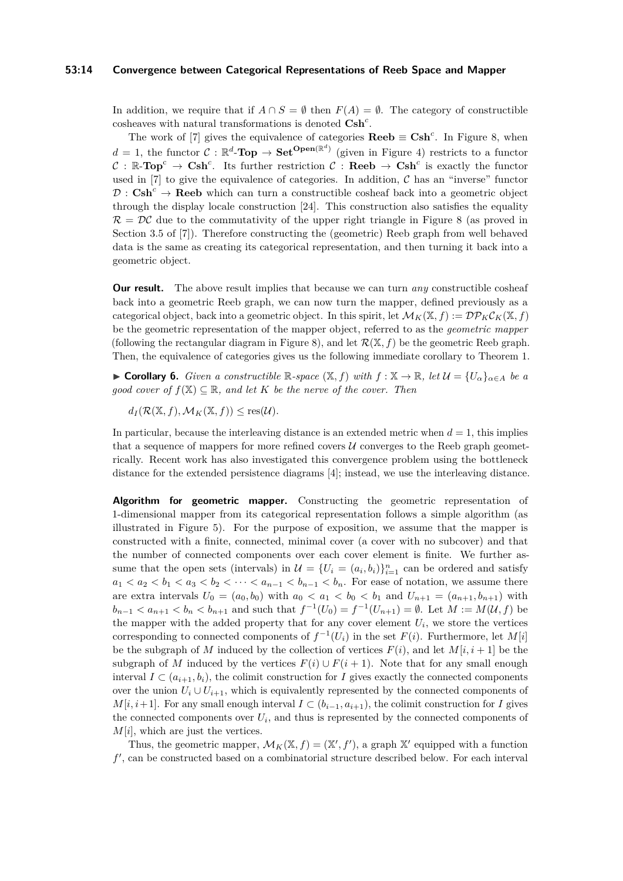In addition, we require that if $A \cap S = \emptyset$ then $F(A) = \emptyset$. The category of constructible cosheaves with natural transformations is denoted $\mathbf{Csh}^c$.

The work of [7] gives the equivalence of categories $\mathbf{Reeb} \equiv \mathbf{Csh}^c$. In Figure 8, when $d = 1$, the functor $\mathcal{C} : \mathbb{R}^d\text{-}\mathbf{Top} \to \mathbf{Set}^{\mathbf{Open}(\mathbb{R}^d)}$ (given in Figure 4) restricts to a functor $\mathcal{C} : \mathbb{R}\text{-}\mathbf{Top}^c \to \mathbf{Csh}^c$. Its further restriction $\mathcal{C} : \mathbf{Reeb} \to \mathbf{Csh}^c$ is exactly the functor used in [7] to give the equivalence of categories. In addition, $\mathcal{C}$ has an "inverse" functor $\mathcal{D} : \mathbf{Csh}^c \to \mathbf{Reeb}$ which can turn a constructible cosheaf back into a geometric object through the display locale construction [24]. This construction also satisfies the equality $\mathcal{R} = \mathcal{DC}$ due to the commutativity of the upper right triangle in Figure 8 (as proved in Section 3.5 of [7]). Therefore constructing the (geometric) Reeb graph from well behaved data is the same as creating its categorical representation, and then turning it back into a geometric object.

**Our result.** The above result implies that because we can turn *any* constructible cosheaf back into a geometric Reeb graph, we can now turn the mapper, defined previously as a categorical object, back into a geometric object. In this spirit, let $\mathcal{M}_K(\mathbb{X}, f) := \mathcal{D}\mathcal{P}_K\mathcal{C}_K(\mathbb{X}, f)$ be the geometric representation of the mapper object, referred to as the *geometric mapper* (following the rectangular diagram in Figure 8), and let $\mathcal{R}(\mathbb{X}, f)$ be the geometric Reeb graph. Then, the equivalence of categories gives us the following immediate corollary to Theorem 1.

▶ **Corollary 6.** *Given a constructible $\mathbb{R}$-space $(\mathbb{X}, f)$ with $f : \mathbb{X} \to \mathbb{R}$, let $\mathcal{U} = \{U_\alpha\}_{\alpha \in A}$ be a good cover of $f(\mathbb{X}) \subseteq \mathbb{R}$, and let $K$ be the nerve of the cover. Then*

$$d_I(\mathcal{R}(\mathbb{X}, f), \mathcal{M}_K(\mathbb{X}, f)) \leq \operatorname{res}(\mathcal{U}).$$

In particular, because the interleaving distance is an extended metric when $d = 1$, this implies that a sequence of mappers for more refined covers $\mathcal{U}$ converges to the Reeb graph geometrically. Recent work has also investigated this convergence problem using the bottleneck distance for the extended persistence diagrams [4]; instead, we use the interleaving distance.

**Algorithm for geometric mapper.** Constructing the geometric representation of 1-dimensional mapper from its categorical representation follows a simple algorithm (as illustrated in Figure 5). For the purpose of exposition, we assume that the mapper is constructed with a finite, connected, minimal cover (a cover with no subcover) and that the number of connected components over each cover element is finite. We further assume that the open sets (intervals) in $\mathcal{U} = \{U_i = (a_i, b_i)\}_{i=1}^n$ can be ordered and satisfy $a_1 < a_2 < b_1 < a_3 < b_2 < \cdots < a_{n-1} < b_{n-1} < b_n$. For ease of notation, we assume there are extra intervals $U_0 = (a_0, b_0)$ with $a_0 < a_1 < b_0 < b_1$ and $U_{n+1} = (a_{n+1}, b_{n+1})$ with $b_{n-1} < a_{n+1} < b_n < b_{n+1}$ and such that $f^{-1}(U_0) = f^{-1}(U_{n+1}) = \emptyset$. Let $M := M(\mathcal{U}, f)$ be the mapper with the added property that for any cover element $U_i$, we store the vertices corresponding to connected components of $f^{-1}(U_i)$ in the set $F(i)$. Furthermore, let $M[i]$ be the subgraph of $M$ induced by the collection of vertices $F(i)$, and let $M[i, i+1]$ be the subgraph of $M$ induced by the vertices $F(i) \cup F(i+1)$. Note that for any small enough interval $I \subset (a_{i+1}, b_i)$, the colimit construction for $I$ gives exactly the connected components over the union $U_i \cup U_{i+1}$, which is equivalently represented by the connected components of $M[i, i+1]$. For any small enough interval $I \subset (b_{i-1}, a_{i+1})$, the colimit construction for $I$ gives the connected components over $U_i$, and thus is represented by the connected components of $M[i]$, which are just the vertices.

Thus, the geometric mapper, $\mathcal{M}_K(\mathbb{X}, f) = (\mathbb{X}', f')$, a graph $\mathbb{X}'$ equipped with a function $f'$, can be constructed based on a combinatorial structure described below. For each interval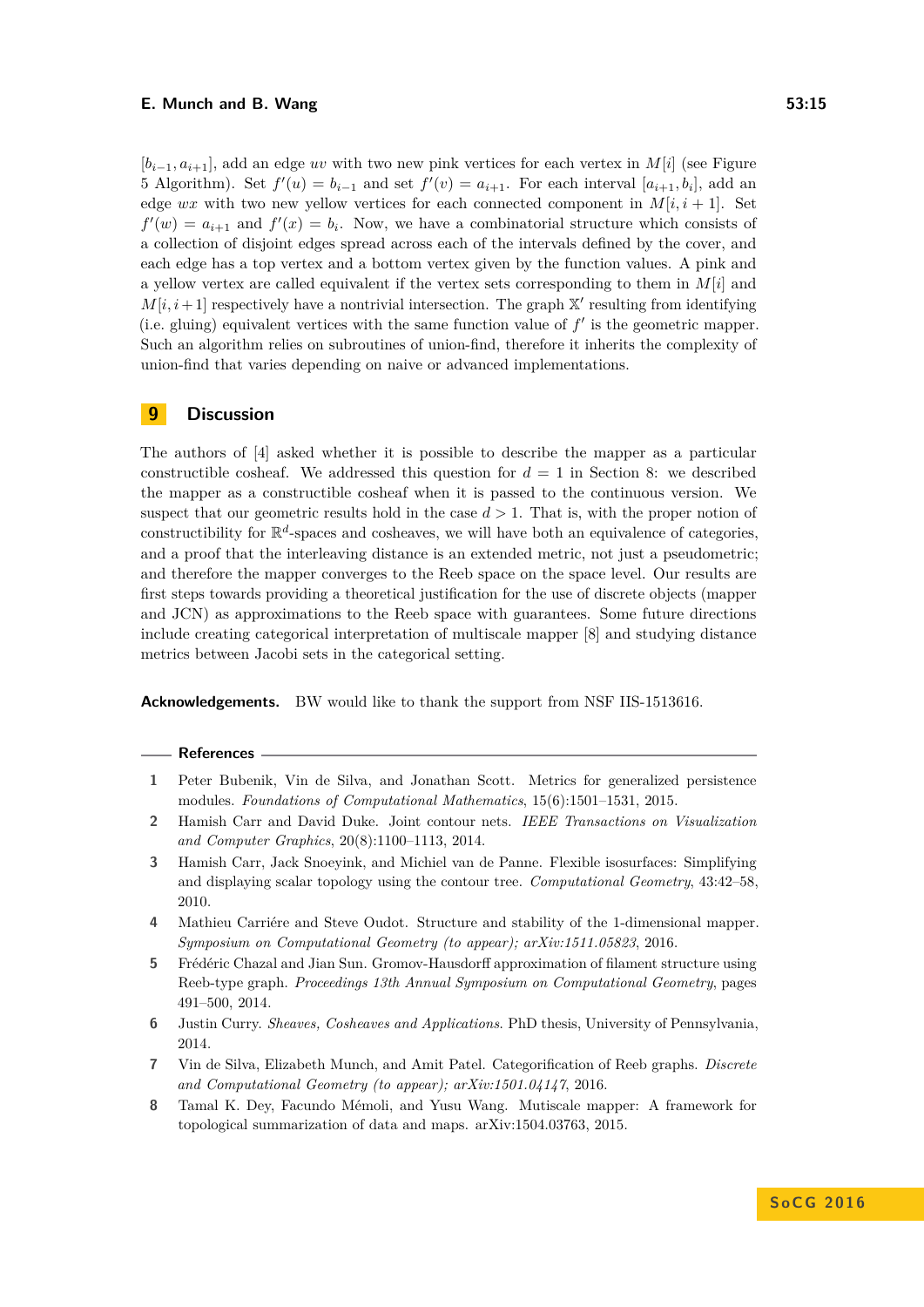$[b_{i-1}, a_{i+1}]$, add an edge $uv$ with two new pink vertices for each vertex in $M[i]$ (see Figure 5 Algorithm). Set $f'(u) = b_{i-1}$ and set $f'(v) = a_{i+1}$. For each interval $[a_{i+1}, b_i]$, add an edge $wx$ with two new yellow vertices for each connected component in $M[i, i+1]$. Set $f'(w) = a_{i+1}$ and $f'(x) = b_i$. Now, we have a combinatorial structure which consists of a collection of disjoint edges spread across each of the intervals defined by the cover, and each edge has a top vertex and a bottom vertex given by the function values. A pink and a yellow vertex are called equivalent if the vertex sets corresponding to them in $M[i]$ and $M[i, i+1]$ respectively have a nontrivial intersection. The graph $\mathbb{X}'$ resulting from identifying (i.e. gluing) equivalent vertices with the same function value of $f'$ is the geometric mapper. Such an algorithm relies on subroutines of union-find, therefore it inherits the complexity of union-find that varies depending on naive or advanced implementations.

## 9 Discussion

The authors of [4] asked whether it is possible to describe the mapper as a particular constructible cosheaf. We addressed this question for $d = 1$ in Section 8: we described the mapper as a constructible cosheaf when it is passed to the continuous version. We suspect that our geometric results hold in the case $d > 1$. That is, with the proper notion of constructibility for $\mathbb{R}^d$-spaces and cosheaves, we will have both an equivalence of categories, and a proof that the interleaving distance is an extended metric, not just a pseudometric; and therefore the mapper converges to the Reeb space on the space level. Our results are first steps towards providing a theoretical justification for the use of discrete objects (mapper and JCN) as approximations to the Reeb space with guarantees. Some future directions include creating categorical interpretation of multiscale mapper [8] and studying distance metrics between Jacobi sets in the categorical setting.

**Acknowledgements.** BW would like to thank the support from NSF IIS-1513616.

## References

1. Peter Bubenik, Vin de Silva, and Jonathan Scott. Metrics for generalized persistence modules. *Foundations of Computational Mathematics*, 15(6):1501–1531, 2015.
2. Hamish Carr and David Duke. Joint contour nets. *IEEE Transactions on Visualization and Computer Graphics*, 20(8):1100–1113, 2014.
3. Hamish Carr, Jack Snoeyink, and Michiel van de Panne. Flexible isosurfaces: Simplifying and displaying scalar topology using the contour tree. *Computational Geometry*, 43:42–58, 2010.
4. Mathieu Carriére and Steve Oudot. Structure and stability of the 1-dimensional mapper. *Symposium on Computational Geometry (to appear); arXiv:1511.05823*, 2016.
5. Frédéric Chazal and Jian Sun. Gromov-Hausdorff approximation of filament structure using Reeb-type graph. *Proceedings 13th Annual Symposium on Computational Geometry*, pages 491–500, 2014.
6. Justin Curry. *Sheaves, Cosheaves and Applications*. PhD thesis, University of Pennsylvania, 2014.
7. Vin de Silva, Elizabeth Munch, and Amit Patel. Categorification of Reeb graphs. *Discrete and Computational Geometry (to appear); arXiv:1501.04147*, 2016.
8. Tamal K. Dey, Facundo Mémoli, and Yusu Wang. Mutiscale mapper: A framework for topological summarization of data and maps. arXiv:1504.03763, 2015.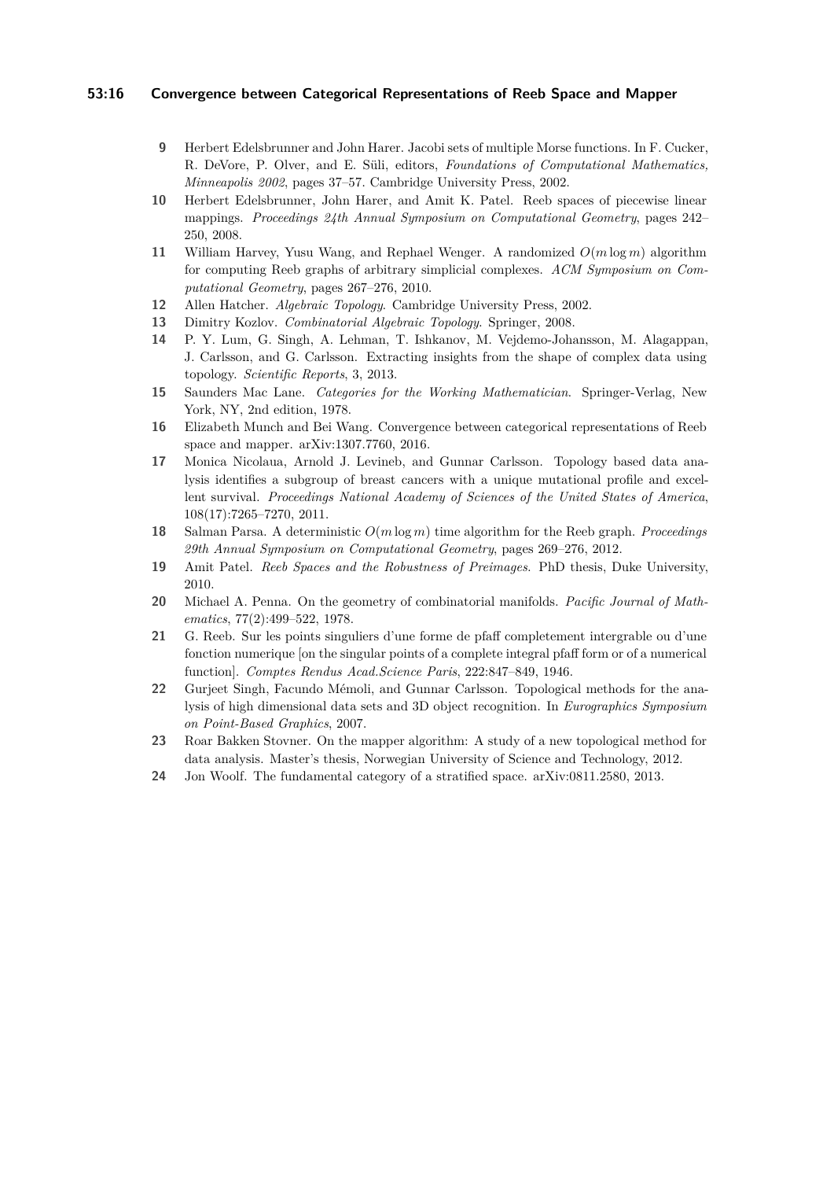9. Herbert Edelsbrunner and John Harer. Jacobi sets of multiple Morse functions. In F. Cucker, R. DeVore, P. Olver, and E. Süli, editors, *Foundations of Computational Mathematics, Minneapolis 2002*, pages 37–57. Cambridge University Press, 2002.
10. Herbert Edelsbrunner, John Harer, and Amit K. Patel. Reeb spaces of piecewise linear mappings. *Proceedings 24th Annual Symposium on Computational Geometry*, pages 242–250, 2008.
11. William Harvey, Yusu Wang, and Rephael Wenger. A randomized $O(m \log m)$ algorithm for computing Reeb graphs of arbitrary simplicial complexes. *ACM Symposium on Computational Geometry*, pages 267–276, 2010.
12. Allen Hatcher. *Algebraic Topology*. Cambridge University Press, 2002.
13. Dimitry Kozlov. *Combinatorial Algebraic Topology*. Springer, 2008.
14. P. Y. Lum, G. Singh, A. Lehman, T. Ishkanov, M. Vejdemo-Johansson, M. Alagappan, J. Carlsson, and G. Carlsson. Extracting insights from the shape of complex data using topology. *Scientific Reports*, 3, 2013.
15. Saunders Mac Lane. *Categories for the Working Mathematician*. Springer-Verlag, New York, NY, 2nd edition, 1978.
16. Elizabeth Munch and Bei Wang. Convergence between categorical representations of Reeb space and mapper. arXiv:1307.7760, 2016.
17. Monica Nicolaua, Arnold J. Levineb, and Gunnar Carlsson. Topology based data analysis identifies a subgroup of breast cancers with a unique mutational profile and excellent survival. *Proceedings National Academy of Sciences of the United States of America*, 108(17):7265–7270, 2011.
18. Salman Parsa. A deterministic $O(m \log m)$ time algorithm for the Reeb graph. *Proceedings 29th Annual Symposium on Computational Geometry*, pages 269–276, 2012.
19. Amit Patel. *Reeb Spaces and the Robustness of Preimages*. PhD thesis, Duke University, 2010.
20. Michael A. Penna. On the geometry of combinatorial manifolds. *Pacific Journal of Mathematics*, 77(2):499–522, 1978.
21. G. Reeb. Sur les points singuliers d'une forme de pfaff completement intergrable ou d'une fonction numerique [on the singular points of a complete integral pfaff form or of a numerical function]. *Comptes Rendus Acad.Science Paris*, 222:847–849, 1946.
22. Gurjeet Singh, Facundo Mémoli, and Gunnar Carlsson. Topological methods for the analysis of high dimensional data sets and 3D object recognition. In *Eurographics Symposium on Point-Based Graphics*, 2007.
23. Roar Bakken Stovner. On the mapper algorithm: A study of a new topological method for data analysis. Master's thesis, Norwegian University of Science and Technology, 2012.
24. Jon Woolf. The fundamental category of a stratified space. arXiv:0811.2580, 2013.